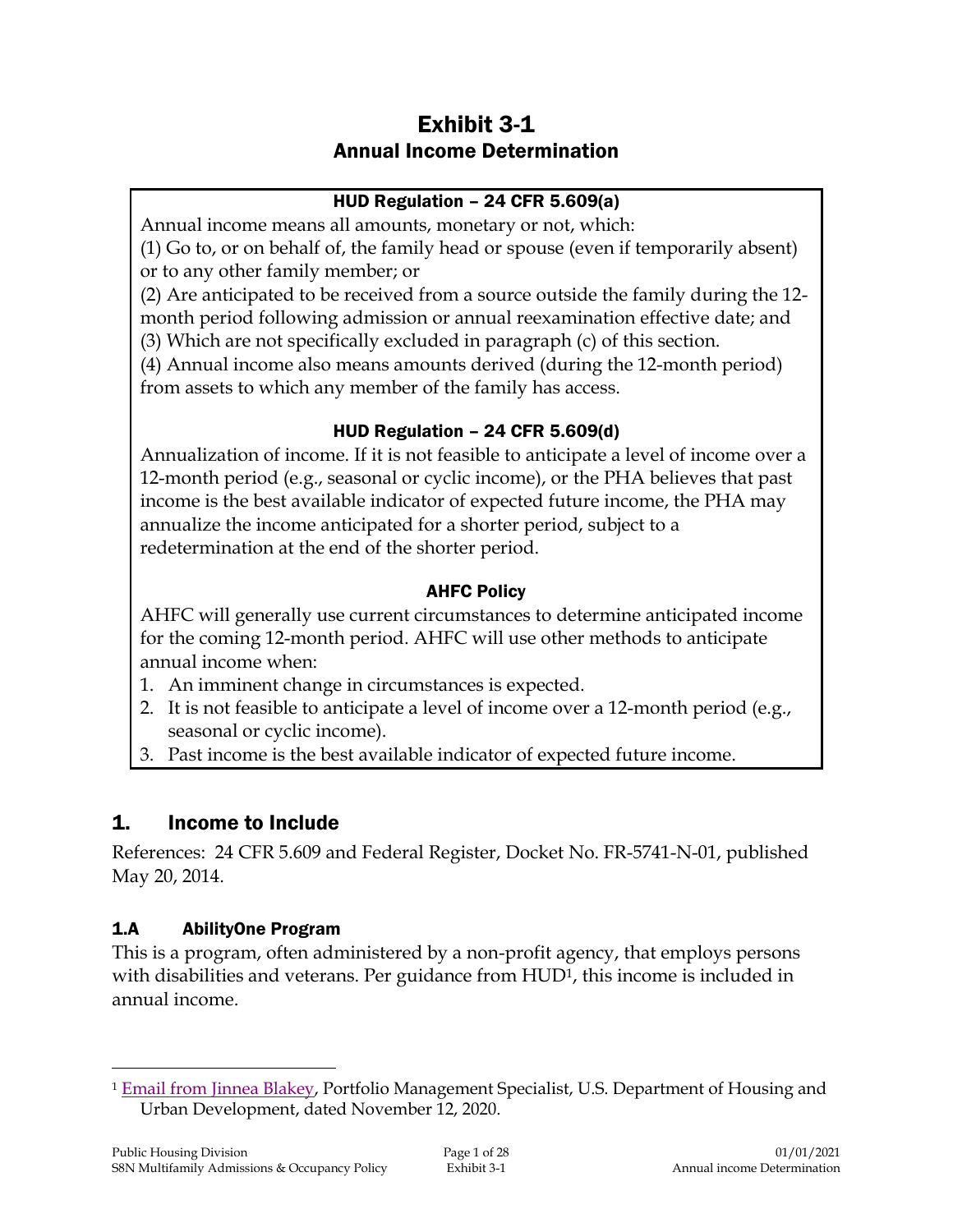# Exhibit 3-1
## Annual Income Determination

**HUD Regulation – 24 CFR 5.609(a)**

Annual income means all amounts, monetary or not, which:

(1) Go to, or on behalf of, the family head or spouse (even if temporarily absent) or to any other family member; or

(2) Are anticipated to be received from a source outside the family during the 12-month period following admission or annual reexamination effective date; and

(3) Which are not specifically excluded in paragraph (c) of this section.

(4) Annual income also means amounts derived (during the 12-month period) from assets to which any member of the family has access.

**HUD Regulation – 24 CFR 5.609(d)**

Annualization of income. If it is not feasible to anticipate a level of income over a 12-month period (e.g., seasonal or cyclic income), or the PHA believes that past income is the best available indicator of expected future income, the PHA may annualize the income anticipated for a shorter period, subject to a redetermination at the end of the shorter period.

**AHFC Policy**

AHFC will generally use current circumstances to determine anticipated income for the coming 12-month period. AHFC will use other methods to anticipate annual income when:

1. An imminent change in circumstances is expected.
2. It is not feasible to anticipate a level of income over a 12-month period (e.g., seasonal or cyclic income).
3. Past income is the best available indicator of expected future income.

## 1. Income to Include

References: 24 CFR 5.609 and Federal Register, Docket No. FR-5741-N-01, published May 20, 2014.

### 1.A AbilityOne Program

This is a program, often administered by a non-profit agency, that employs persons with disabilities and veterans. Per guidance from HUD[1], this income is included in annual income.

[1] Email from Jinnea Blakey, Portfolio Management Specialist, U.S. Department of Housing and Urban Development, dated November 12, 2020.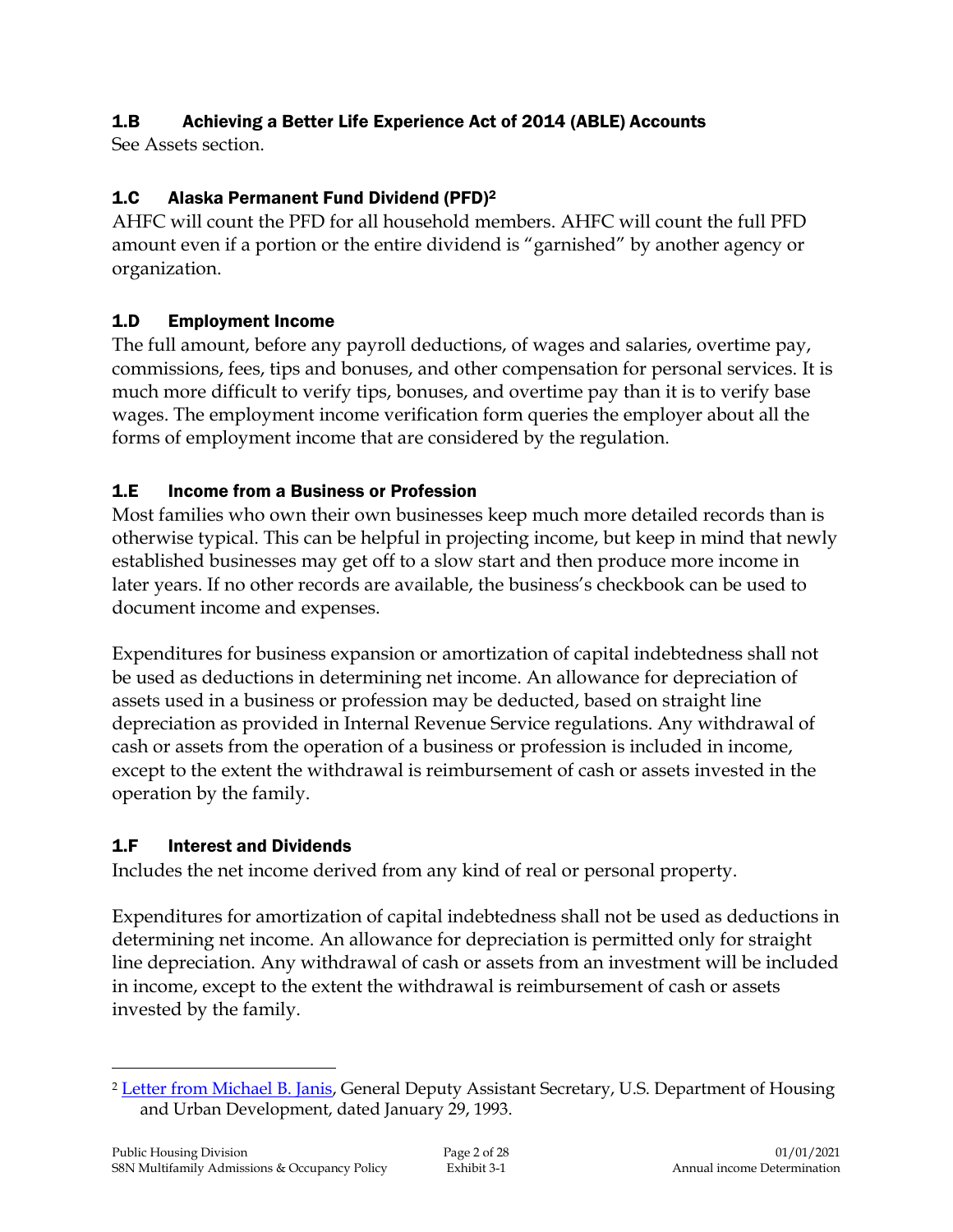### 1.B Achieving a Better Life Experience Act of 2014 (ABLE) Accounts

See Assets section.

### 1.C Alaska Permanent Fund Dividend (PFD)[2]

AHFC will count the PFD for all household members. AHFC will count the full PFD amount even if a portion or the entire dividend is "garnished" by another agency or organization.

### 1.D Employment Income

The full amount, before any payroll deductions, of wages and salaries, overtime pay, commissions, fees, tips and bonuses, and other compensation for personal services. It is much more difficult to verify tips, bonuses, and overtime pay than it is to verify base wages. The employment income verification form queries the employer about all the forms of employment income that are considered by the regulation.

### 1.E Income from a Business or Profession

Most families who own their own businesses keep much more detailed records than is otherwise typical. This can be helpful in projecting income, but keep in mind that newly established businesses may get off to a slow start and then produce more income in later years. If no other records are available, the business's checkbook can be used to document income and expenses.

Expenditures for business expansion or amortization of capital indebtedness shall not be used as deductions in determining net income. An allowance for depreciation of assets used in a business or profession may be deducted, based on straight line depreciation as provided in Internal Revenue Service regulations. Any withdrawal of cash or assets from the operation of a business or profession is included in income, except to the extent the withdrawal is reimbursement of cash or assets invested in the operation by the family.

### 1.F Interest and Dividends

Includes the net income derived from any kind of real or personal property.

Expenditures for amortization of capital indebtedness shall not be used as deductions in determining net income. An allowance for depreciation is permitted only for straight line depreciation. Any withdrawal of cash or assets from an investment will be included in income, except to the extent the withdrawal is reimbursement of cash or assets invested by the family.

---

[2] Letter from Michael B. Janis, General Deputy Assistant Secretary, U.S. Department of Housing and Urban Development, dated January 29, 1993.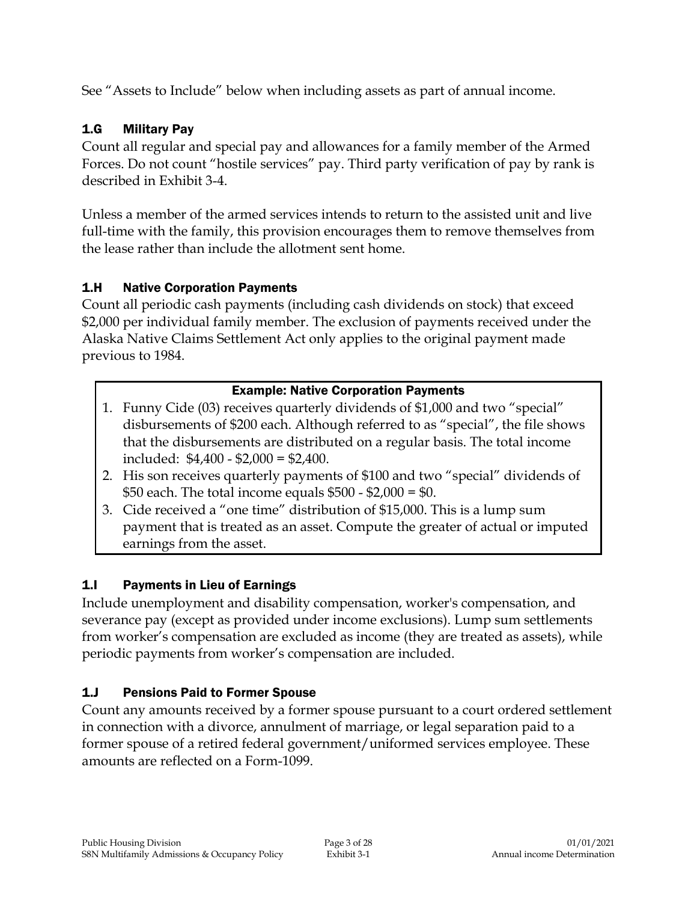See "Assets to Include" below when including assets as part of annual income.

### 1.G Military Pay

Count all regular and special pay and allowances for a family member of the Armed Forces. Do not count "hostile services" pay. Third party verification of pay by rank is described in Exhibit 3-4.

Unless a member of the armed services intends to return to the assisted unit and live full-time with the family, this provision encourages them to remove themselves from the lease rather than include the allotment sent home.

### 1.H Native Corporation Payments

Count all periodic cash payments (including cash dividends on stock) that exceed $2,000 per individual family member. The exclusion of payments received under the Alaska Native Claims Settlement Act only applies to the original payment made previous to 1984.

**Example: Native Corporation Payments**

1. Funny Cide (03) receives quarterly dividends of $1,000 and two "special" disbursements of $200 each. Although referred to as "special", the file shows that the disbursements are distributed on a regular basis. The total income included: $4,400 - $2,000 = $2,400.
2. His son receives quarterly payments of $100 and two "special" dividends of $50 each. The total income equals $500 - $2,000 = $0.
3. Cide received a "one time" distribution of $15,000. This is a lump sum payment that is treated as an asset. Compute the greater of actual or imputed earnings from the asset.

### 1.I Payments in Lieu of Earnings

Include unemployment and disability compensation, worker's compensation, and severance pay (except as provided under income exclusions). Lump sum settlements from worker's compensation are excluded as income (they are treated as assets), while periodic payments from worker's compensation are included.

### 1.J Pensions Paid to Former Spouse

Count any amounts received by a former spouse pursuant to a court ordered settlement in connection with a divorce, annulment of marriage, or legal separation paid to a former spouse of a retired federal government/uniformed services employee. These amounts are reflected on a Form-1099.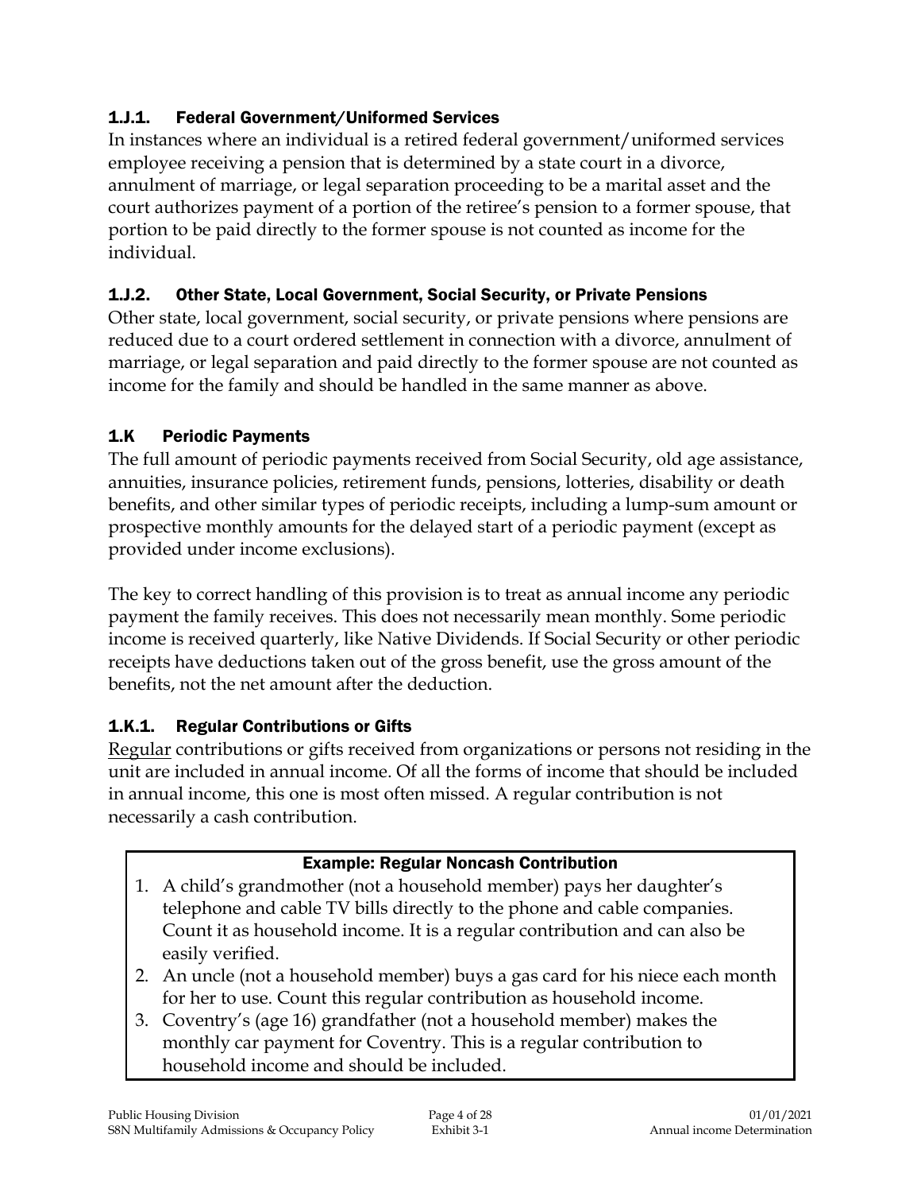### 1.J.1. Federal Government/Uniformed Services

In instances where an individual is a retired federal government/uniformed services employee receiving a pension that is determined by a state court in a divorce, annulment of marriage, or legal separation proceeding to be a marital asset and the court authorizes payment of a portion of the retiree's pension to a former spouse, that portion to be paid directly to the former spouse is not counted as income for the individual.

### 1.J.2. Other State, Local Government, Social Security, or Private Pensions

Other state, local government, social security, or private pensions where pensions are reduced due to a court ordered settlement in connection with a divorce, annulment of marriage, or legal separation and paid directly to the former spouse are not counted as income for the family and should be handled in the same manner as above.

## 1.K Periodic Payments

The full amount of periodic payments received from Social Security, old age assistance, annuities, insurance policies, retirement funds, pensions, lotteries, disability or death benefits, and other similar types of periodic receipts, including a lump-sum amount or prospective monthly amounts for the delayed start of a periodic payment (except as provided under income exclusions).

The key to correct handling of this provision is to treat as annual income any periodic payment the family receives. This does not necessarily mean monthly. Some periodic income is received quarterly, like Native Dividends. If Social Security or other periodic receipts have deductions taken out of the gross benefit, use the gross amount of the benefits, not the net amount after the deduction.

### 1.K.1. Regular Contributions or Gifts

Regular contributions or gifts received from organizations or persons not residing in the unit are included in annual income. Of all the forms of income that should be included in annual income, this one is most often missed. A regular contribution is not necessarily a cash contribution.

**Example: Regular Noncash Contribution**

1. A child's grandmother (not a household member) pays her daughter's telephone and cable TV bills directly to the phone and cable companies. Count it as household income. It is a regular contribution and can also be easily verified.
2. An uncle (not a household member) buys a gas card for his niece each month for her to use. Count this regular contribution as household income.
3. Coventry's (age 16) grandfather (not a household member) makes the monthly car payment for Coventry. This is a regular contribution to household income and should be included.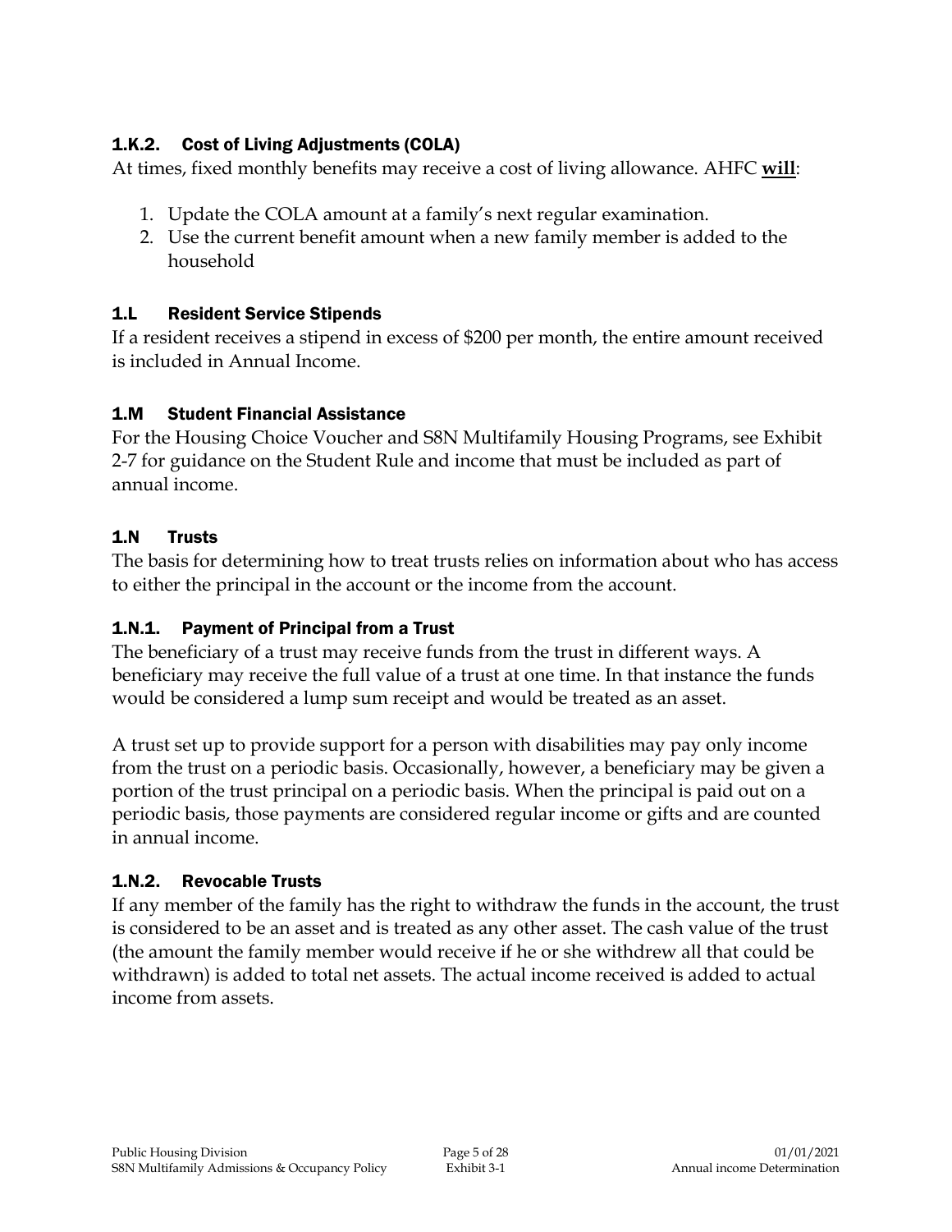### 1.K.2. Cost of Living Adjustments (COLA)

At times, fixed monthly benefits may receive a cost of living allowance. AHFC **will**:

1. Update the COLA amount at a family's next regular examination.
2. Use the current benefit amount when a new family member is added to the household

## 1.L Resident Service Stipends

If a resident receives a stipend in excess of $200 per month, the entire amount received is included in Annual Income.

## 1.M Student Financial Assistance

For the Housing Choice Voucher and S8N Multifamily Housing Programs, see Exhibit 2-7 for guidance on the Student Rule and income that must be included as part of annual income.

## 1.N Trusts

The basis for determining how to treat trusts relies on information about who has access to either the principal in the account or the income from the account.

### 1.N.1. Payment of Principal from a Trust

The beneficiary of a trust may receive funds from the trust in different ways. A beneficiary may receive the full value of a trust at one time. In that instance the funds would be considered a lump sum receipt and would be treated as an asset.

A trust set up to provide support for a person with disabilities may pay only income from the trust on a periodic basis. Occasionally, however, a beneficiary may be given a portion of the trust principal on a periodic basis. When the principal is paid out on a periodic basis, those payments are considered regular income or gifts and are counted in annual income.

### 1.N.2. Revocable Trusts

If any member of the family has the right to withdraw the funds in the account, the trust is considered to be an asset and is treated as any other asset. The cash value of the trust (the amount the family member would receive if he or she withdrew all that could be withdrawn) is added to total net assets. The actual income received is added to actual income from assets.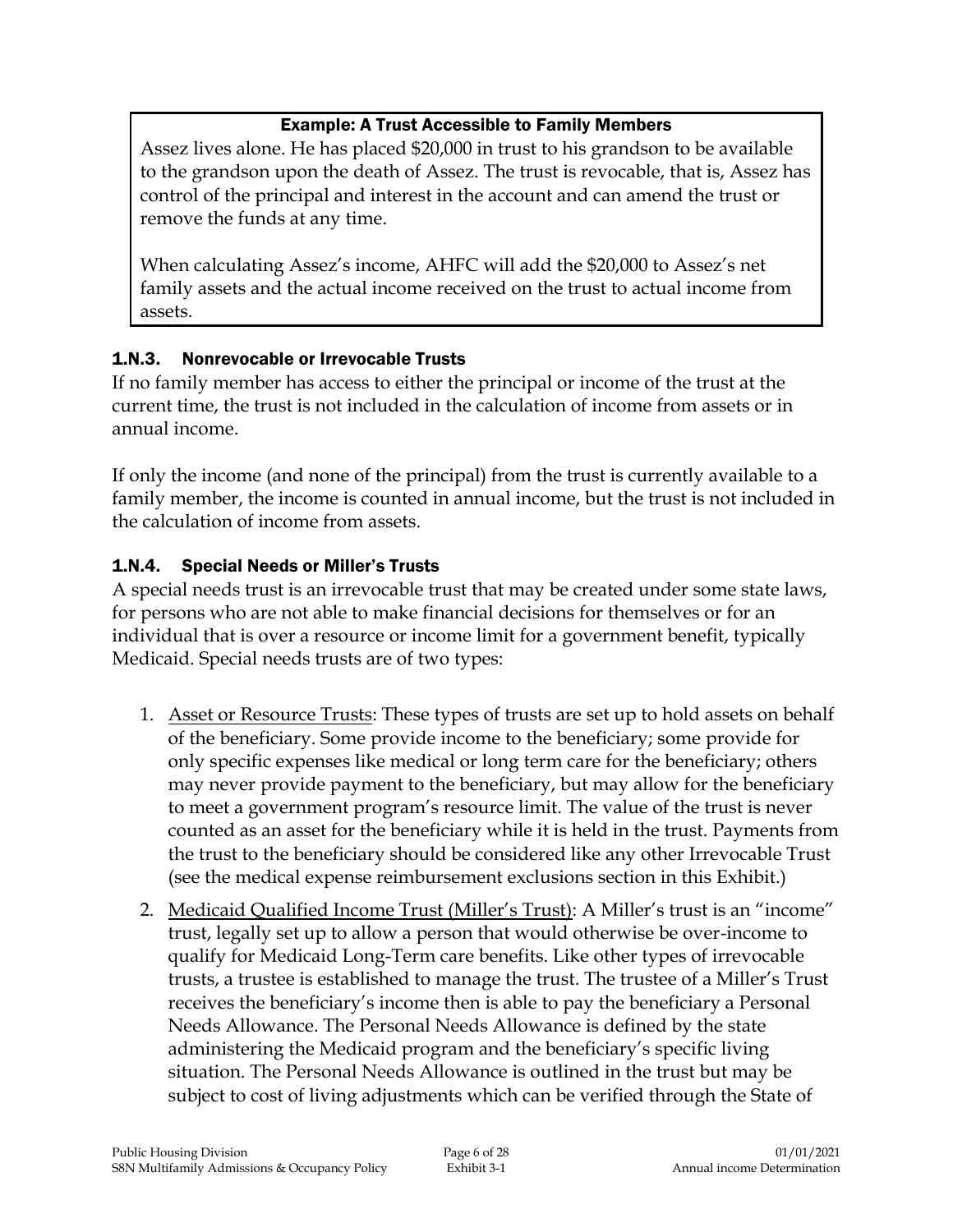**Example: A Trust Accessible to Family Members**

Assez lives alone. He has placed $20,000 in trust to his grandson to be available to the grandson upon the death of Assez. The trust is revocable, that is, Assez has control of the principal and interest in the account and can amend the trust or remove the funds at any time.

When calculating Assez's income, AHFC will add the $20,000 to Assez's net family assets and the actual income received on the trust to actual income from assets.

### 1.N.3. Nonrevocable or Irrevocable Trusts

If no family member has access to either the principal or income of the trust at the current time, the trust is not included in the calculation of income from assets or in annual income.

If only the income (and none of the principal) from the trust is currently available to a family member, the income is counted in annual income, but the trust is not included in the calculation of income from assets.

### 1.N.4. Special Needs or Miller's Trusts

A special needs trust is an irrevocable trust that may be created under some state laws, for persons who are not able to make financial decisions for themselves or for an individual that is over a resource or income limit for a government benefit, typically Medicaid. Special needs trusts are of two types:

1. <u>Asset or Resource Trusts</u>: These types of trusts are set up to hold assets on behalf of the beneficiary. Some provide income to the beneficiary; some provide for only specific expenses like medical or long term care for the beneficiary; others may never provide payment to the beneficiary, but may allow for the beneficiary to meet a government program's resource limit. The value of the trust is never counted as an asset for the beneficiary while it is held in the trust. Payments from the trust to the beneficiary should be considered like any other Irrevocable Trust (see the medical expense reimbursement exclusions section in this Exhibit.)
2. <u>Medicaid Qualified Income Trust (Miller's Trust)</u>: A Miller's trust is an "income" trust, legally set up to allow a person that would otherwise be over-income to qualify for Medicaid Long-Term care benefits. Like other types of irrevocable trusts, a trustee is established to manage the trust. The trustee of a Miller's Trust receives the beneficiary's income then is able to pay the beneficiary a Personal Needs Allowance. The Personal Needs Allowance is defined by the state administering the Medicaid program and the beneficiary's specific living situation. The Personal Needs Allowance is outlined in the trust but may be subject to cost of living adjustments which can be verified through the State of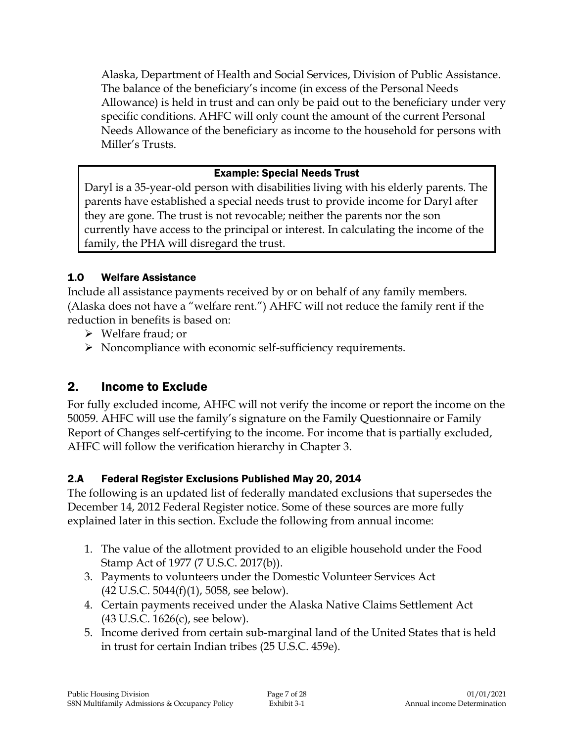Alaska, Department of Health and Social Services, Division of Public Assistance. The balance of the beneficiary's income (in excess of the Personal Needs Allowance) is held in trust and can only be paid out to the beneficiary under very specific conditions. AHFC will only count the amount of the current Personal Needs Allowance of the beneficiary as income to the household for persons with Miller's Trusts.

> **Example: Special Needs Trust**
>
> Daryl is a 35-year-old person with disabilities living with his elderly parents. The parents have established a special needs trust to provide income for Daryl after they are gone. The trust is not revocable; neither the parents nor the son currently have access to the principal or interest. In calculating the income of the family, the PHA will disregard the trust.

### 1.0 Welfare Assistance

Include all assistance payments received by or on behalf of any family members. (Alaska does not have a "welfare rent.") AHFC will not reduce the family rent if the reduction in benefits is based on:

- Welfare fraud; or
- Noncompliance with economic self-sufficiency requirements.

## 2. Income to Exclude

For fully excluded income, AHFC will not verify the income or report the income on the 50059. AHFC will use the family's signature on the Family Questionnaire or Family Report of Changes self-certifying to the income. For income that is partially excluded, AHFC will follow the verification hierarchy in Chapter 3.

### 2.A Federal Register Exclusions Published May 20, 2014

The following is an updated list of federally mandated exclusions that supersedes the December 14, 2012 Federal Register notice. Some of these sources are more fully explained later in this section. Exclude the following from annual income:

1. The value of the allotment provided to an eligible household under the Food Stamp Act of 1977 (7 U.S.C. 2017(b)).
3. Payments to volunteers under the Domestic Volunteer Services Act (42 U.S.C. 5044(f)(1), 5058, see below).
4. Certain payments received under the Alaska Native Claims Settlement Act (43 U.S.C. 1626(c), see below).
5. Income derived from certain sub-marginal land of the United States that is held in trust for certain Indian tribes (25 U.S.C. 459e).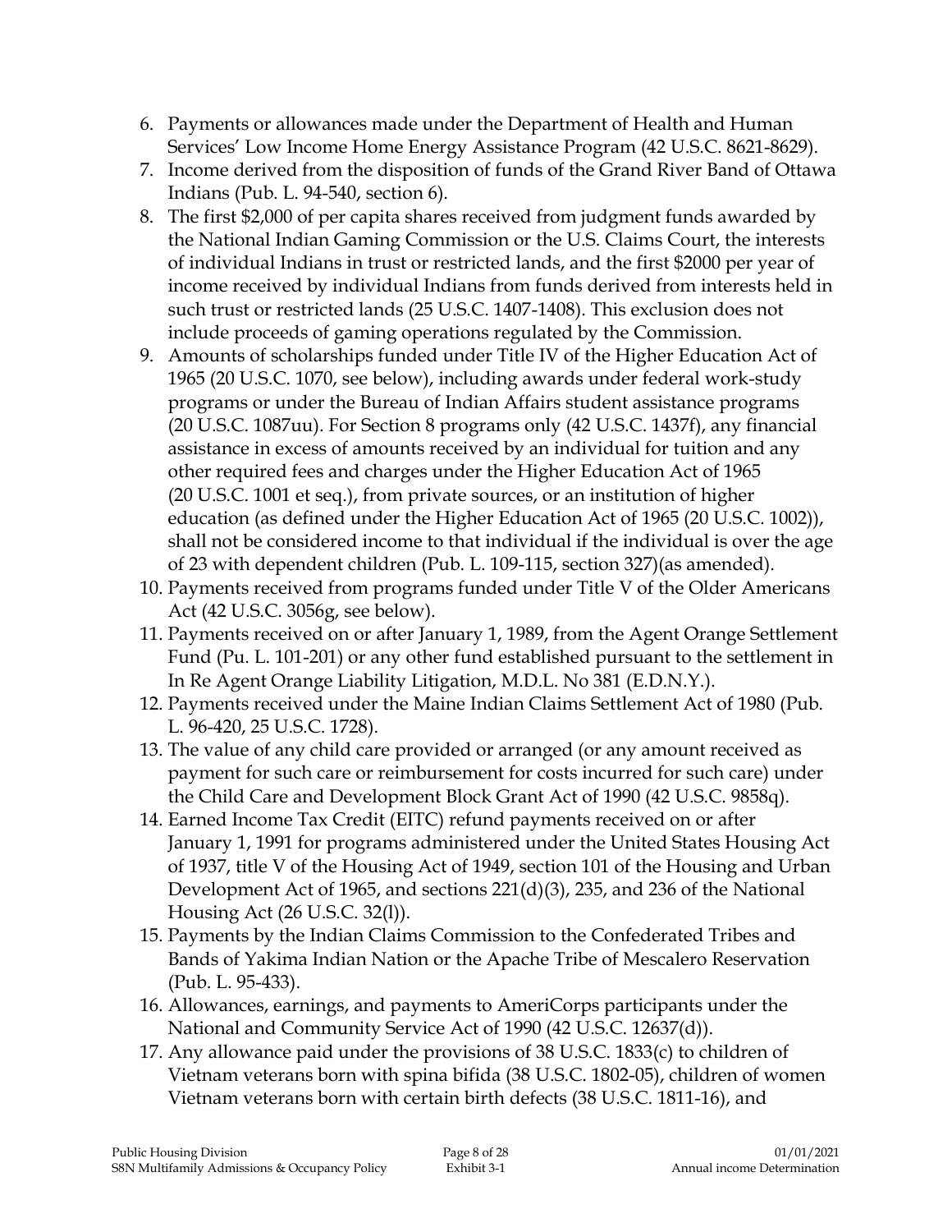6. Payments or allowances made under the Department of Health and Human Services' Low Income Home Energy Assistance Program (42 U.S.C. 8621-8629).
7. Income derived from the disposition of funds of the Grand River Band of Ottawa Indians (Pub. L. 94-540, section 6).
8. The first $2,000 of per capita shares received from judgment funds awarded by the National Indian Gaming Commission or the U.S. Claims Court, the interests of individual Indians in trust or restricted lands, and the first $2000 per year of income received by individual Indians from funds derived from interests held in such trust or restricted lands (25 U.S.C. 1407-1408). This exclusion does not include proceeds of gaming operations regulated by the Commission.
9. Amounts of scholarships funded under Title IV of the Higher Education Act of 1965 (20 U.S.C. 1070, see below), including awards under federal work-study programs or under the Bureau of Indian Affairs student assistance programs (20 U.S.C. 1087uu). For Section 8 programs only (42 U.S.C. 1437f), any financial assistance in excess of amounts received by an individual for tuition and any other required fees and charges under the Higher Education Act of 1965 (20 U.S.C. 1001 et seq.), from private sources, or an institution of higher education (as defined under the Higher Education Act of 1965 (20 U.S.C. 1002)), shall not be considered income to that individual if the individual is over the age of 23 with dependent children (Pub. L. 109-115, section 327)(as amended).
10. Payments received from programs funded under Title V of the Older Americans Act (42 U.S.C. 3056g, see below).
11. Payments received on or after January 1, 1989, from the Agent Orange Settlement Fund (Pu. L. 101-201) or any other fund established pursuant to the settlement in In Re Agent Orange Liability Litigation, M.D.L. No 381 (E.D.N.Y.).
12. Payments received under the Maine Indian Claims Settlement Act of 1980 (Pub. L. 96-420, 25 U.S.C. 1728).
13. The value of any child care provided or arranged (or any amount received as payment for such care or reimbursement for costs incurred for such care) under the Child Care and Development Block Grant Act of 1990 (42 U.S.C. 9858q).
14. Earned Income Tax Credit (EITC) refund payments received on or after January 1, 1991 for programs administered under the United States Housing Act of 1937, title V of the Housing Act of 1949, section 101 of the Housing and Urban Development Act of 1965, and sections 221(d)(3), 235, and 236 of the National Housing Act (26 U.S.C. 32(l)).
15. Payments by the Indian Claims Commission to the Confederated Tribes and Bands of Yakima Indian Nation or the Apache Tribe of Mescalero Reservation (Pub. L. 95-433).
16. Allowances, earnings, and payments to AmeriCorps participants under the National and Community Service Act of 1990 (42 U.S.C. 12637(d)).
17. Any allowance paid under the provisions of 38 U.S.C. 1833(c) to children of Vietnam veterans born with spina bifida (38 U.S.C. 1802-05), children of women Vietnam veterans born with certain birth defects (38 U.S.C. 1811-16), and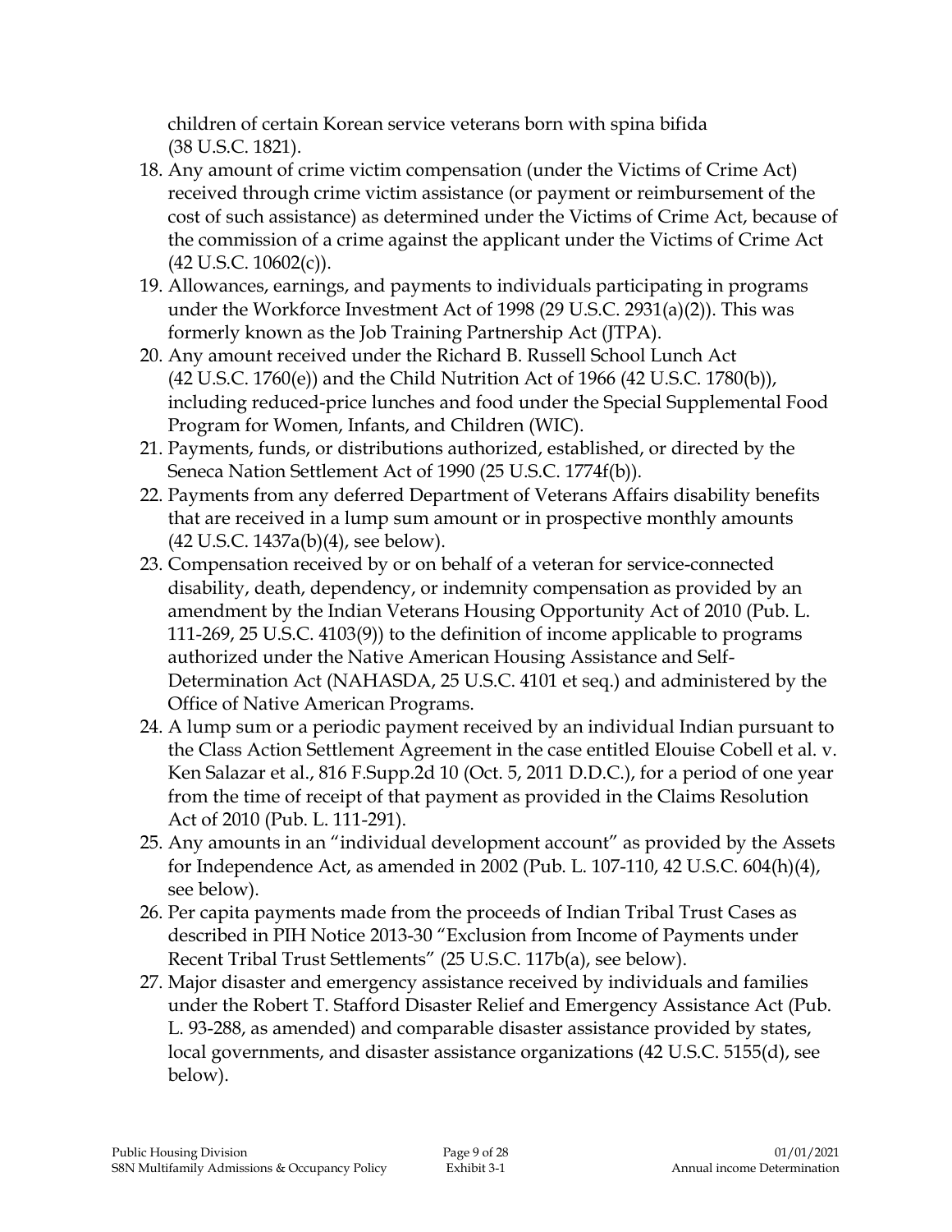children of certain Korean service veterans born with spina bifida (38 U.S.C. 1821).

18. Any amount of crime victim compensation (under the Victims of Crime Act) received through crime victim assistance (or payment or reimbursement of the cost of such assistance) as determined under the Victims of Crime Act, because of the commission of a crime against the applicant under the Victims of Crime Act (42 U.S.C. 10602(c)).
19. Allowances, earnings, and payments to individuals participating in programs under the Workforce Investment Act of 1998 (29 U.S.C. 2931(a)(2)). This was formerly known as the Job Training Partnership Act (JTPA).
20. Any amount received under the Richard B. Russell School Lunch Act (42 U.S.C. 1760(e)) and the Child Nutrition Act of 1966 (42 U.S.C. 1780(b)), including reduced-price lunches and food under the Special Supplemental Food Program for Women, Infants, and Children (WIC).
21. Payments, funds, or distributions authorized, established, or directed by the Seneca Nation Settlement Act of 1990 (25 U.S.C. 1774f(b)).
22. Payments from any deferred Department of Veterans Affairs disability benefits that are received in a lump sum amount or in prospective monthly amounts (42 U.S.C. 1437a(b)(4), see below).
23. Compensation received by or on behalf of a veteran for service-connected disability, death, dependency, or indemnity compensation as provided by an amendment by the Indian Veterans Housing Opportunity Act of 2010 (Pub. L. 111-269, 25 U.S.C. 4103(9)) to the definition of income applicable to programs authorized under the Native American Housing Assistance and Self-Determination Act (NAHASDA, 25 U.S.C. 4101 et seq.) and administered by the Office of Native American Programs.
24. A lump sum or a periodic payment received by an individual Indian pursuant to the Class Action Settlement Agreement in the case entitled Elouise Cobell et al. v. Ken Salazar et al., 816 F.Supp.2d 10 (Oct. 5, 2011 D.D.C.), for a period of one year from the time of receipt of that payment as provided in the Claims Resolution Act of 2010 (Pub. L. 111-291).
25. Any amounts in an "individual development account" as provided by the Assets for Independence Act, as amended in 2002 (Pub. L. 107-110, 42 U.S.C. 604(h)(4), see below).
26. Per capita payments made from the proceeds of Indian Tribal Trust Cases as described in PIH Notice 2013-30 "Exclusion from Income of Payments under Recent Tribal Trust Settlements" (25 U.S.C. 117b(a), see below).
27. Major disaster and emergency assistance received by individuals and families under the Robert T. Stafford Disaster Relief and Emergency Assistance Act (Pub. L. 93-288, as amended) and comparable disaster assistance provided by states, local governments, and disaster assistance organizations (42 U.S.C. 5155(d), see below).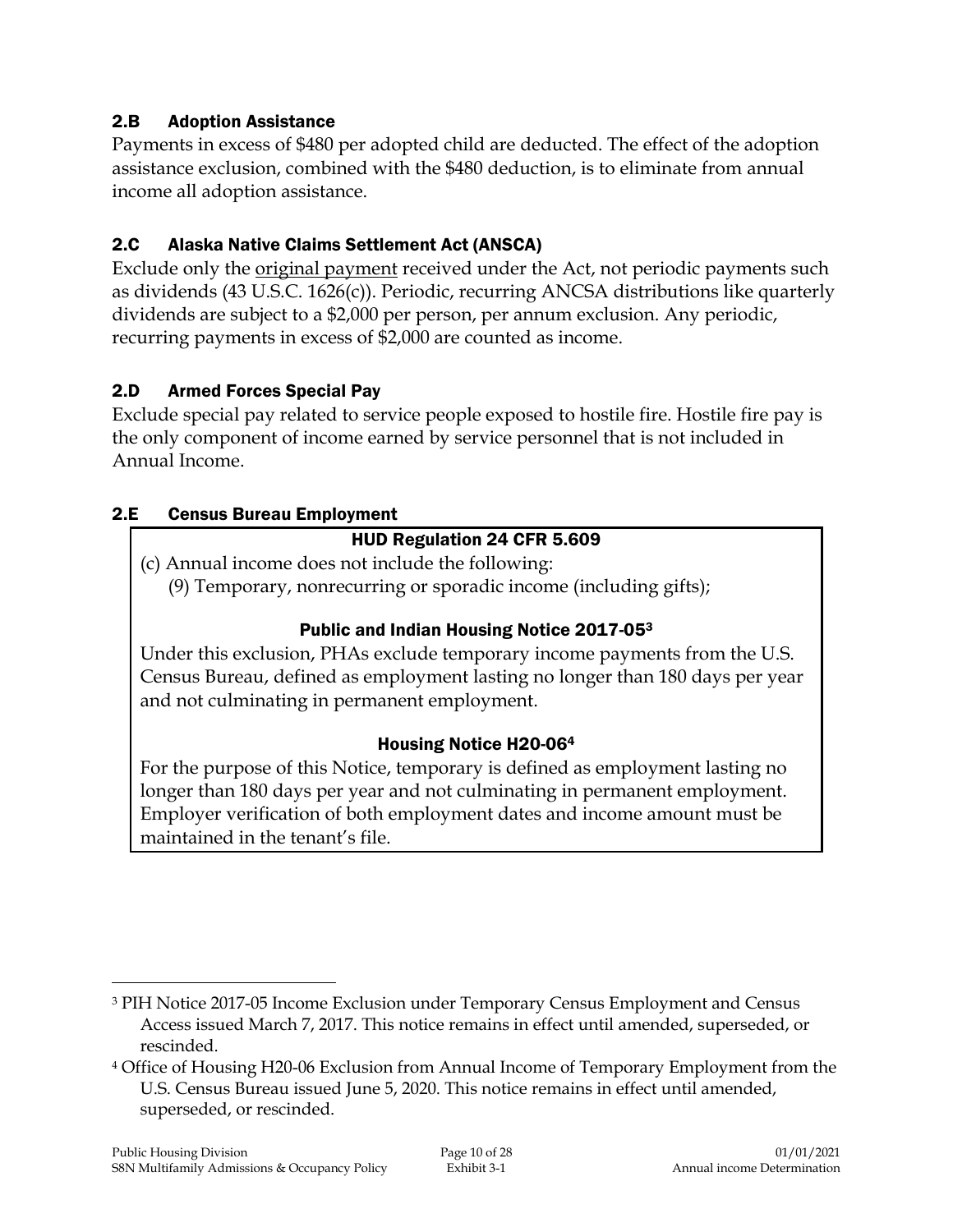## 2.B Adoption Assistance

Payments in excess of $480 per adopted child are deducted. The effect of the adoption assistance exclusion, combined with the $480 deduction, is to eliminate from annual income all adoption assistance.

## 2.C Alaska Native Claims Settlement Act (ANSCA)

Exclude only the <u>original payment</u> received under the Act, not periodic payments such as dividends (43 U.S.C. 1626(c)). Periodic, recurring ANCSA distributions like quarterly dividends are subject to a $2,000 per person, per annum exclusion. Any periodic, recurring payments in excess of $2,000 are counted as income.

## 2.D Armed Forces Special Pay

Exclude special pay related to service people exposed to hostile fire. Hostile fire pay is the only component of income earned by service personnel that is not included in Annual Income.

## 2.E Census Bureau Employment

> **HUD Regulation 24 CFR 5.609**
>
> (c) Annual income does not include the following:
>
> (9) Temporary, nonrecurring or sporadic income (including gifts);
>
> **Public and Indian Housing Notice 2017-05[3]**
>
> Under this exclusion, PHAs exclude temporary income payments from the U.S. Census Bureau, defined as employment lasting no longer than 180 days per year and not culminating in permanent employment.
>
> **Housing Notice H20-06[4]**
>
> For the purpose of this Notice, temporary is defined as employment lasting no longer than 180 days per year and not culminating in permanent employment. Employer verification of both employment dates and income amount must be maintained in the tenant's file.

---

[3] PIH Notice 2017-05 Income Exclusion under Temporary Census Employment and Census Access issued March 7, 2017. This notice remains in effect until amended, superseded, or rescinded.

[4] Office of Housing H20-06 Exclusion from Annual Income of Temporary Employment from the U.S. Census Bureau issued June 5, 2020. This notice remains in effect until amended, superseded, or rescinded.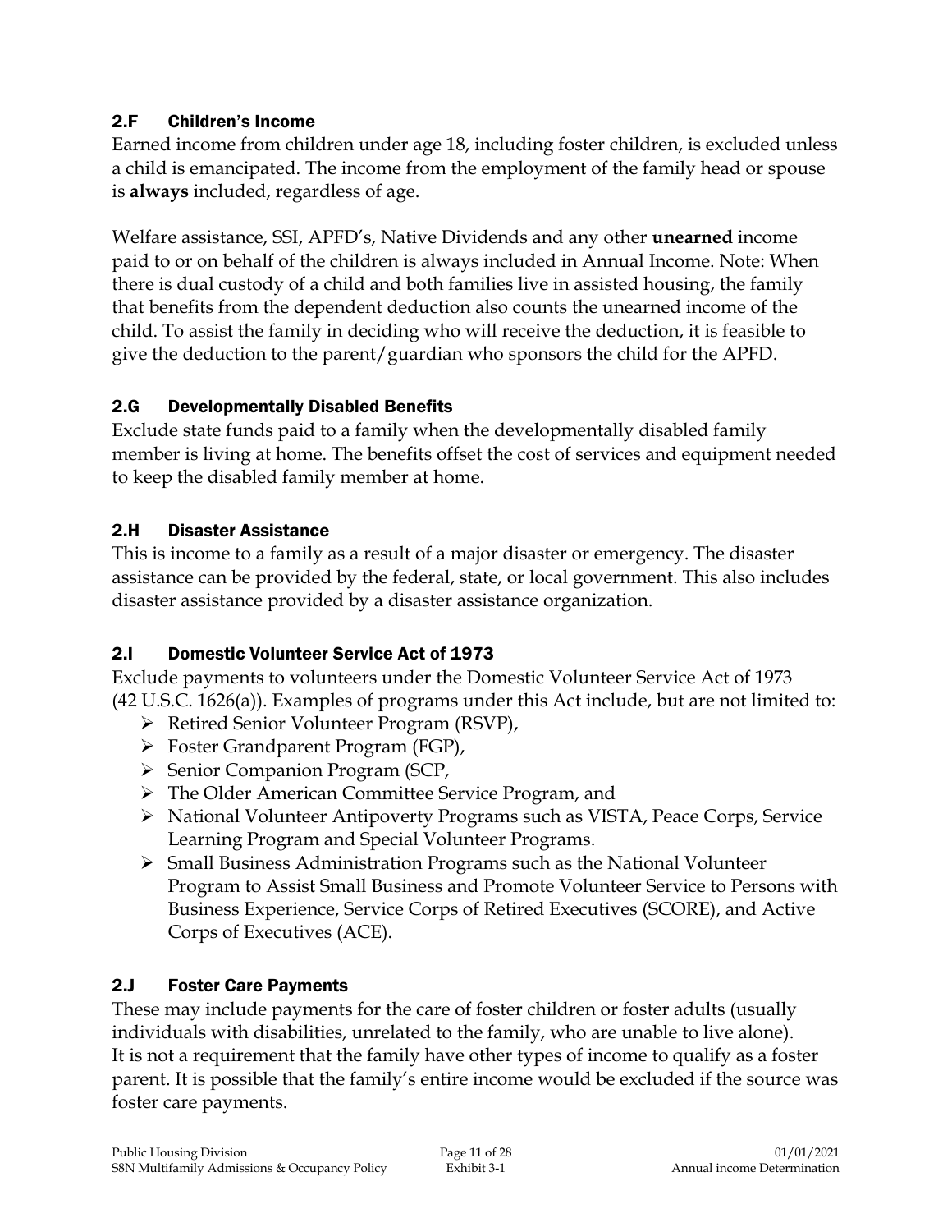### 2.F Children's Income

Earned income from children under age 18, including foster children, is excluded unless a child is emancipated. The income from the employment of the family head or spouse is **always** included, regardless of age.

Welfare assistance, SSI, APFD's, Native Dividends and any other **unearned** income paid to or on behalf of the children is always included in Annual Income. Note: When there is dual custody of a child and both families live in assisted housing, the family that benefits from the dependent deduction also counts the unearned income of the child. To assist the family in deciding who will receive the deduction, it is feasible to give the deduction to the parent/guardian who sponsors the child for the APFD.

### 2.G Developmentally Disabled Benefits

Exclude state funds paid to a family when the developmentally disabled family member is living at home. The benefits offset the cost of services and equipment needed to keep the disabled family member at home.

### 2.H Disaster Assistance

This is income to a family as a result of a major disaster or emergency. The disaster assistance can be provided by the federal, state, or local government. This also includes disaster assistance provided by a disaster assistance organization.

### 2.I Domestic Volunteer Service Act of 1973

Exclude payments to volunteers under the Domestic Volunteer Service Act of 1973 (42 U.S.C. 1626(a)). Examples of programs under this Act include, but are not limited to:

- Retired Senior Volunteer Program (RSVP),
- Foster Grandparent Program (FGP),
- Senior Companion Program (SCP,
- The Older American Committee Service Program, and
- National Volunteer Antipoverty Programs such as VISTA, Peace Corps, Service Learning Program and Special Volunteer Programs.
- Small Business Administration Programs such as the National Volunteer Program to Assist Small Business and Promote Volunteer Service to Persons with Business Experience, Service Corps of Retired Executives (SCORE), and Active Corps of Executives (ACE).

### 2.J Foster Care Payments

These may include payments for the care of foster children or foster adults (usually individuals with disabilities, unrelated to the family, who are unable to live alone). It is not a requirement that the family have other types of income to qualify as a foster parent. It is possible that the family's entire income would be excluded if the source was foster care payments.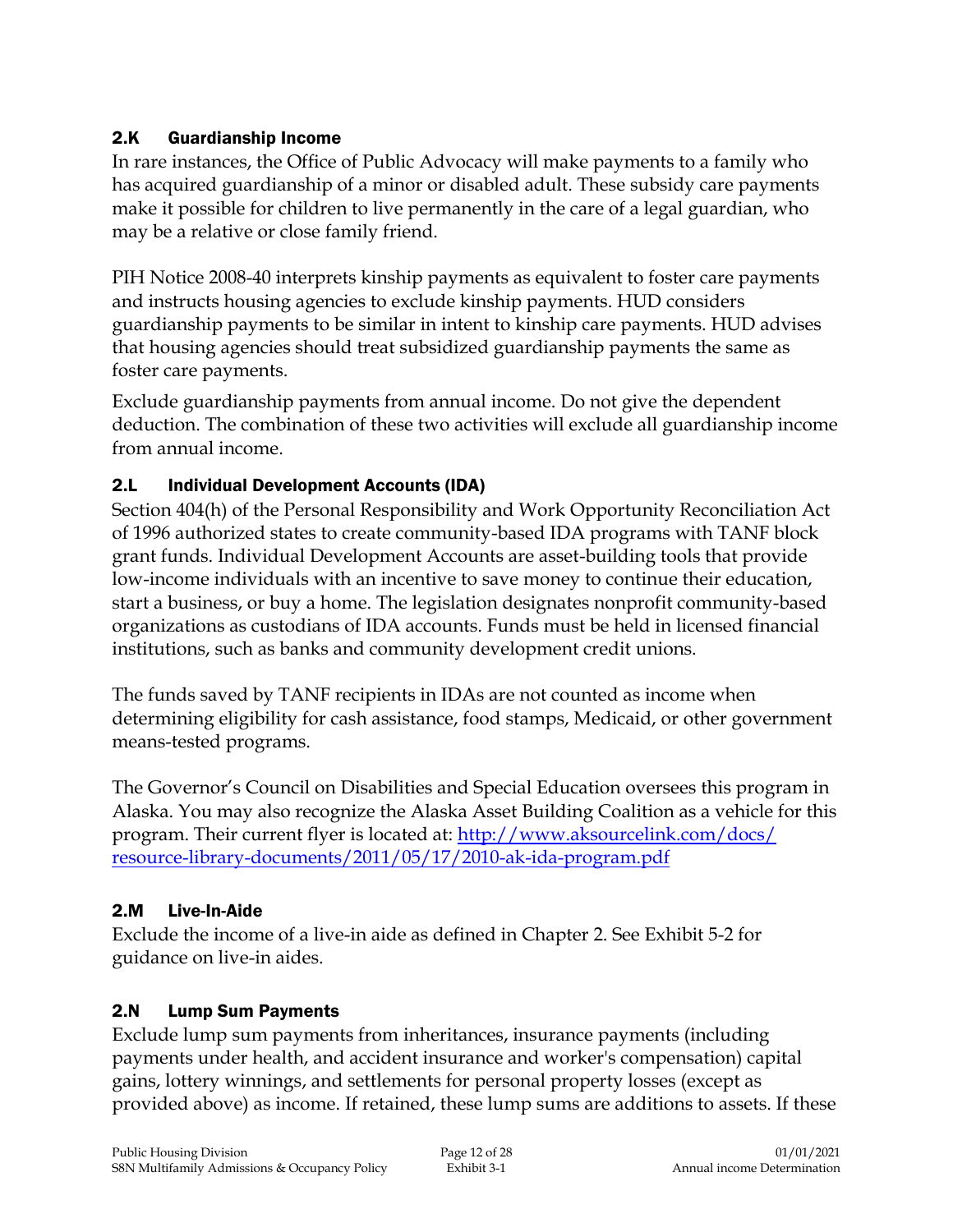## 2.K Guardianship Income

In rare instances, the Office of Public Advocacy will make payments to a family who has acquired guardianship of a minor or disabled adult. These subsidy care payments make it possible for children to live permanently in the care of a legal guardian, who may be a relative or close family friend.

PIH Notice 2008-40 interprets kinship payments as equivalent to foster care payments and instructs housing agencies to exclude kinship payments. HUD considers guardianship payments to be similar in intent to kinship care payments. HUD advises that housing agencies should treat subsidized guardianship payments the same as foster care payments.

Exclude guardianship payments from annual income. Do not give the dependent deduction. The combination of these two activities will exclude all guardianship income from annual income.

## 2.L Individual Development Accounts (IDA)

Section 404(h) of the Personal Responsibility and Work Opportunity Reconciliation Act of 1996 authorized states to create community-based IDA programs with TANF block grant funds. Individual Development Accounts are asset-building tools that provide low-income individuals with an incentive to save money to continue their education, start a business, or buy a home. The legislation designates nonprofit community-based organizations as custodians of IDA accounts. Funds must be held in licensed financial institutions, such as banks and community development credit unions.

The funds saved by TANF recipients in IDAs are not counted as income when determining eligibility for cash assistance, food stamps, Medicaid, or other government means-tested programs.

The Governor's Council on Disabilities and Special Education oversees this program in Alaska. You may also recognize the Alaska Asset Building Coalition as a vehicle for this program. Their current flyer is located at: [http://www.aksourcelink.com/docs/resource-library-documents/2011/05/17/2010-ak-ida-program.pdf](http://www.aksourcelink.com/docs/resource-library-documents/2011/05/17/2010-ak-ida-program.pdf)

## 2.M Live-In-Aide

Exclude the income of a live-in aide as defined in Chapter 2. See Exhibit 5-2 for guidance on live-in aides.

## 2.N Lump Sum Payments

Exclude lump sum payments from inheritances, insurance payments (including payments under health, and accident insurance and worker's compensation) capital gains, lottery winnings, and settlements for personal property losses (except as provided above) as income. If retained, these lump sums are additions to assets. If these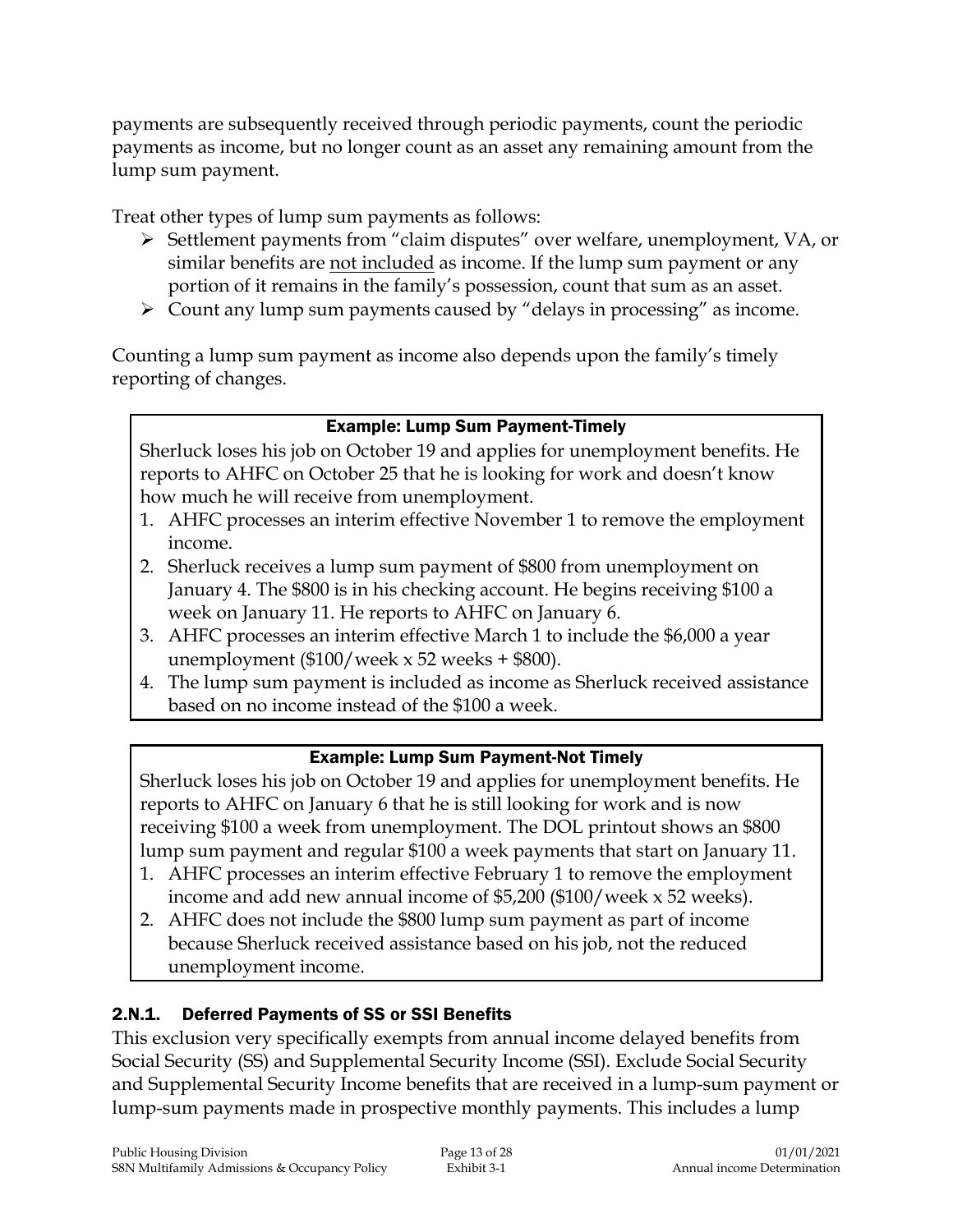payments are subsequently received through periodic payments, count the periodic payments as income, but no longer count as an asset any remaining amount from the lump sum payment.

Treat other types of lump sum payments as follows:

- Settlement payments from "claim disputes" over welfare, unemployment, VA, or similar benefits are <u>not included</u> as income. If the lump sum payment or any portion of it remains in the family's possession, count that sum as an asset.
- Count any lump sum payments caused by "delays in processing" as income.

Counting a lump sum payment as income also depends upon the family's timely reporting of changes.

> **Example: Lump Sum Payment-Timely**
>
> Sherluck loses his job on October 19 and applies for unemployment benefits. He reports to AHFC on October 25 that he is looking for work and doesn't know how much he will receive from unemployment.
>
> 1. AHFC processes an interim effective November 1 to remove the employment income.
> 2. Sherluck receives a lump sum payment of $800 from unemployment on January 4. The $800 is in his checking account. He begins receiving $100 a week on January 11. He reports to AHFC on January 6.
> 3. AHFC processes an interim effective March 1 to include the $6,000 a year unemployment ($100/week x 52 weeks + $800).
> 4. The lump sum payment is included as income as Sherluck received assistance based on no income instead of the $100 a week.

> **Example: Lump Sum Payment-Not Timely**
>
> Sherluck loses his job on October 19 and applies for unemployment benefits. He reports to AHFC on January 6 that he is still looking for work and is now receiving $100 a week from unemployment. The DOL printout shows an $800 lump sum payment and regular $100 a week payments that start on January 11.
>
> 1. AHFC processes an interim effective February 1 to remove the employment income and add new annual income of $5,200 ($100/week x 52 weeks).
> 2. AHFC does not include the $800 lump sum payment as part of income because Sherluck received assistance based on his job, not the reduced unemployment income.

### 2.N.1. Deferred Payments of SS or SSI Benefits

This exclusion very specifically exempts from annual income delayed benefits from Social Security (SS) and Supplemental Security Income (SSI). Exclude Social Security and Supplemental Security Income benefits that are received in a lump-sum payment or lump-sum payments made in prospective monthly payments. This includes a lump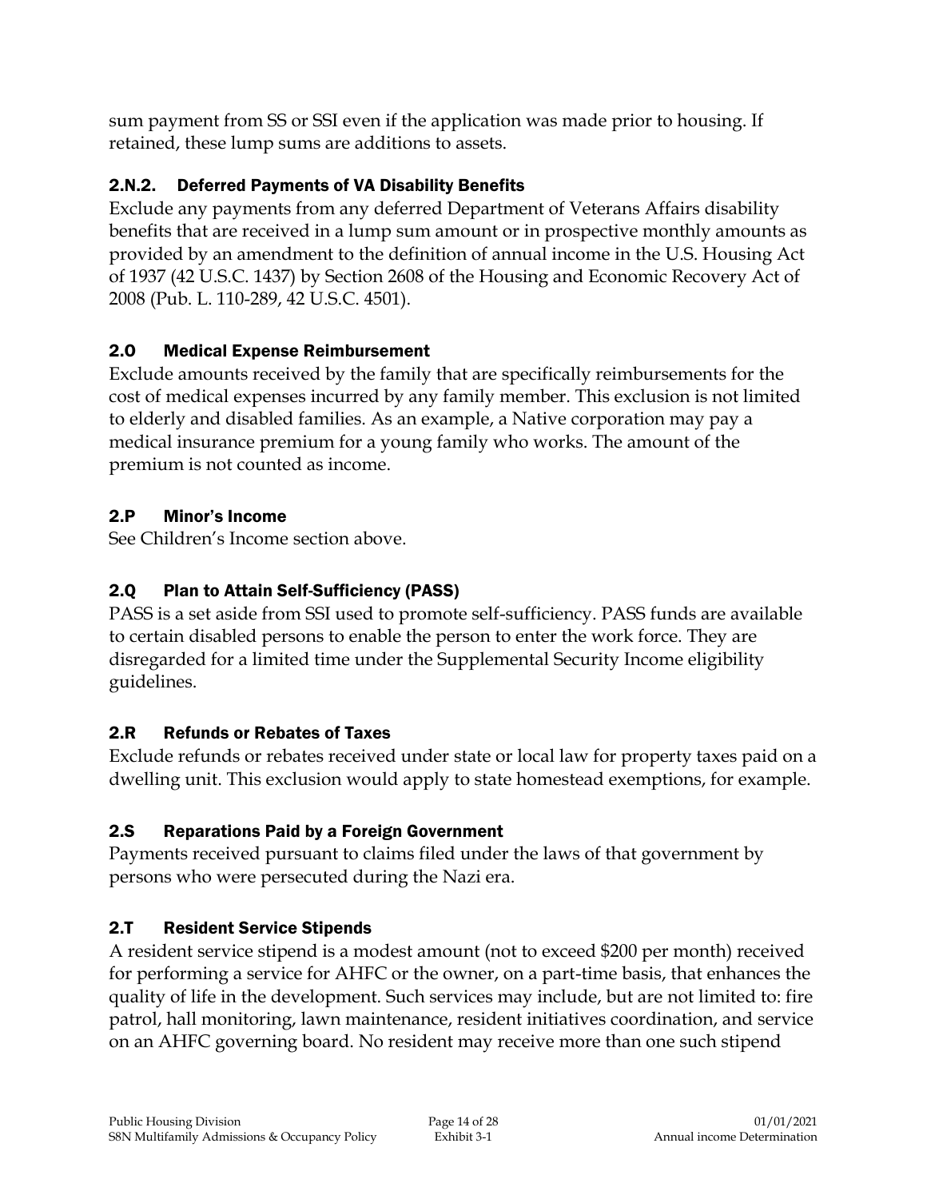sum payment from SS or SSI even if the application was made prior to housing. If retained, these lump sums are additions to assets.

### 2.N.2. Deferred Payments of VA Disability Benefits

Exclude any payments from any deferred Department of Veterans Affairs disability benefits that are received in a lump sum amount or in prospective monthly amounts as provided by an amendment to the definition of annual income in the U.S. Housing Act of 1937 (42 U.S.C. 1437) by Section 2608 of the Housing and Economic Recovery Act of 2008 (Pub. L. 110-289, 42 U.S.C. 4501).

## 2.O Medical Expense Reimbursement

Exclude amounts received by the family that are specifically reimbursements for the cost of medical expenses incurred by any family member. This exclusion is not limited to elderly and disabled families. As an example, a Native corporation may pay a medical insurance premium for a young family who works. The amount of the premium is not counted as income.

## 2.P Minor's Income

See Children's Income section above.

## 2.Q Plan to Attain Self-Sufficiency (PASS)

PASS is a set aside from SSI used to promote self-sufficiency. PASS funds are available to certain disabled persons to enable the person to enter the work force. They are disregarded for a limited time under the Supplemental Security Income eligibility guidelines.

## 2.R Refunds or Rebates of Taxes

Exclude refunds or rebates received under state or local law for property taxes paid on a dwelling unit. This exclusion would apply to state homestead exemptions, for example.

## 2.S Reparations Paid by a Foreign Government

Payments received pursuant to claims filed under the laws of that government by persons who were persecuted during the Nazi era.

## 2.T Resident Service Stipends

A resident service stipend is a modest amount (not to exceed $200 per month) received for performing a service for AHFC or the owner, on a part-time basis, that enhances the quality of life in the development. Such services may include, but are not limited to: fire patrol, hall monitoring, lawn maintenance, resident initiatives coordination, and service on an AHFC governing board. No resident may receive more than one such stipend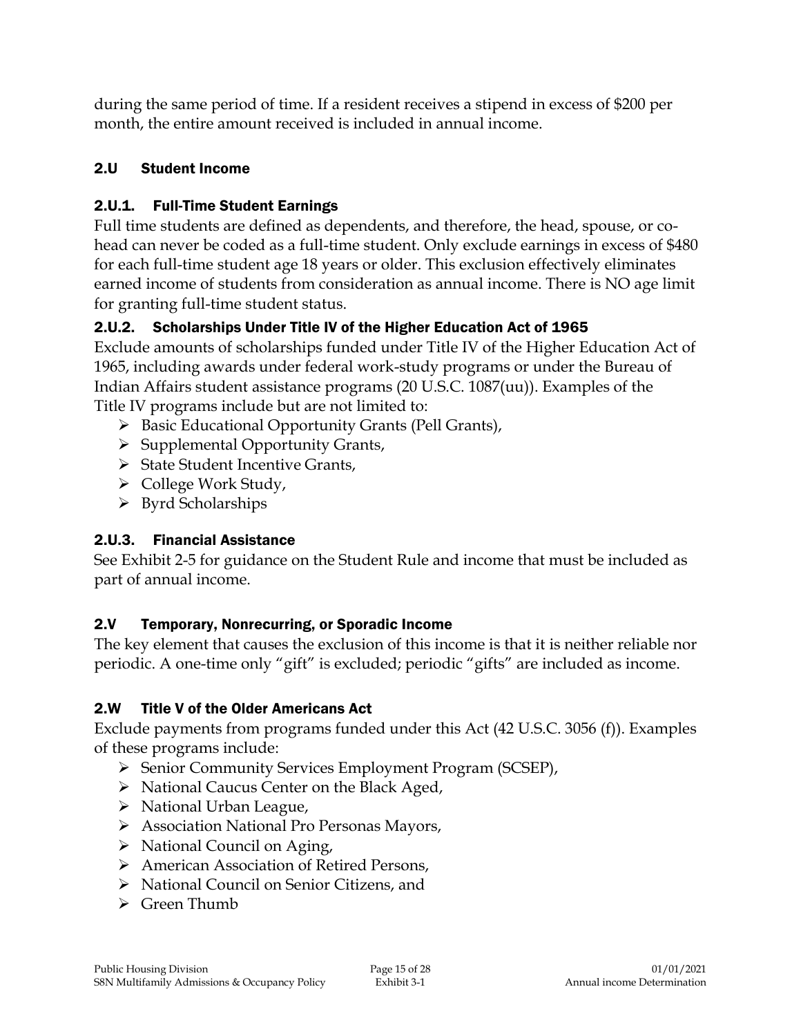during the same period of time. If a resident receives a stipend in excess of $200 per month, the entire amount received is included in annual income.

## 2.U Student Income

### 2.U.1. Full-Time Student Earnings

Full time students are defined as dependents, and therefore, the head, spouse, or co-head can never be coded as a full-time student. Only exclude earnings in excess of $480 for each full-time student age 18 years or older. This exclusion effectively eliminates earned income of students from consideration as annual income. There is NO age limit for granting full-time student status.

### 2.U.2. Scholarships Under Title IV of the Higher Education Act of 1965

Exclude amounts of scholarships funded under Title IV of the Higher Education Act of 1965, including awards under federal work-study programs or under the Bureau of Indian Affairs student assistance programs (20 U.S.C. 1087(uu)). Examples of the Title IV programs include but are not limited to:

- Basic Educational Opportunity Grants (Pell Grants),
- Supplemental Opportunity Grants,
- State Student Incentive Grants,
- College Work Study,
- Byrd Scholarships

### 2.U.3. Financial Assistance

See Exhibit 2-5 for guidance on the Student Rule and income that must be included as part of annual income.

## 2.V Temporary, Nonrecurring, or Sporadic Income

The key element that causes the exclusion of this income is that it is neither reliable nor periodic. A one-time only "gift" is excluded; periodic "gifts" are included as income.

## 2.W Title V of the Older Americans Act

Exclude payments from programs funded under this Act (42 U.S.C. 3056 (f)). Examples of these programs include:

- Senior Community Services Employment Program (SCSEP),
- National Caucus Center on the Black Aged,
- National Urban League,
- Association National Pro Personas Mayors,
- National Council on Aging,
- American Association of Retired Persons,
- National Council on Senior Citizens, and
- Green Thumb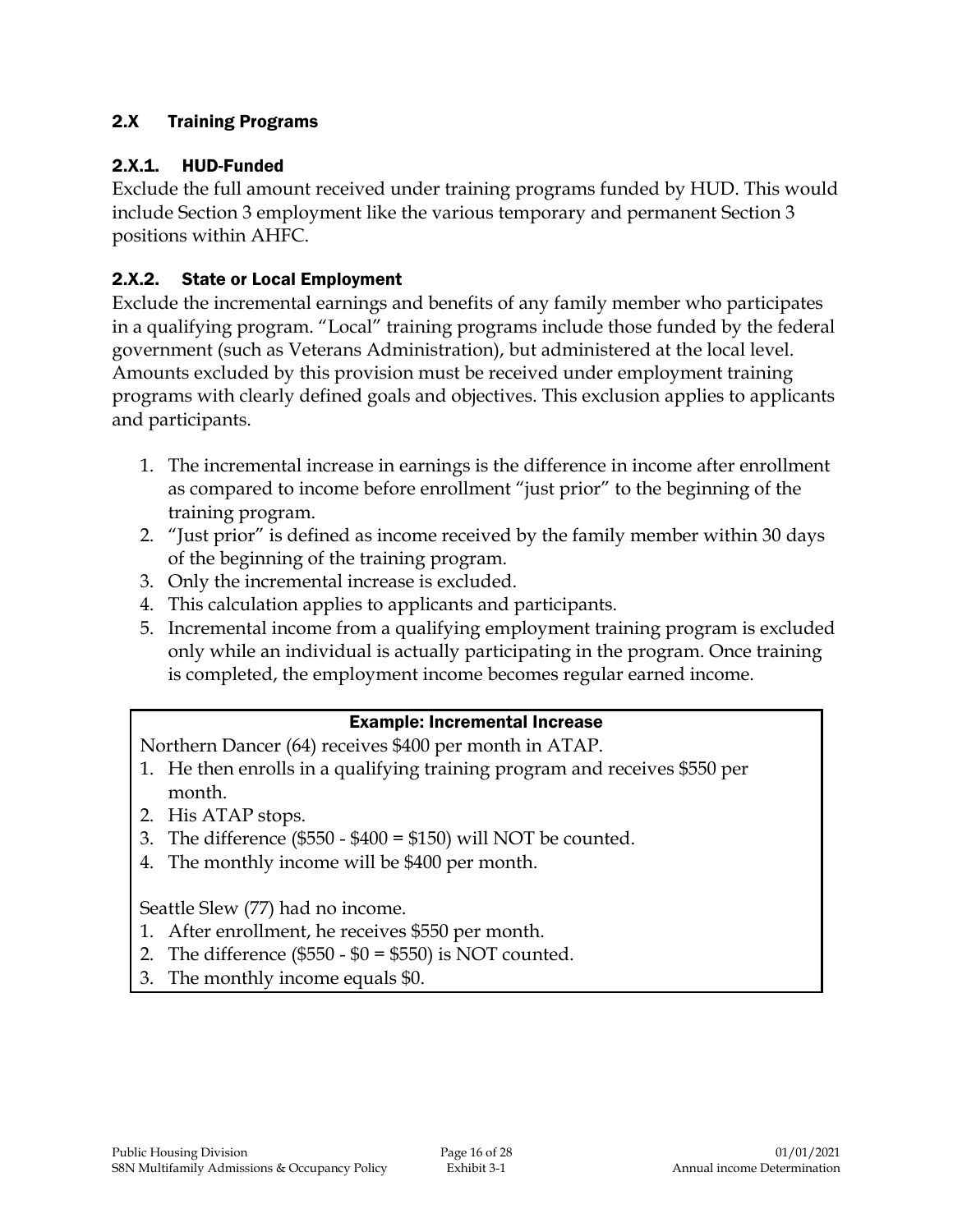## 2.X Training Programs

### 2.X.1. HUD-Funded

Exclude the full amount received under training programs funded by HUD. This would include Section 3 employment like the various temporary and permanent Section 3 positions within AHFC.

### 2.X.2. State or Local Employment

Exclude the incremental earnings and benefits of any family member who participates in a qualifying program. "Local" training programs include those funded by the federal government (such as Veterans Administration), but administered at the local level. Amounts excluded by this provision must be received under employment training programs with clearly defined goals and objectives. This exclusion applies to applicants and participants.

1. The incremental increase in earnings is the difference in income after enrollment as compared to income before enrollment "just prior" to the beginning of the training program.
2. "Just prior" is defined as income received by the family member within 30 days of the beginning of the training program.
3. Only the incremental increase is excluded.
4. This calculation applies to applicants and participants.
5. Incremental income from a qualifying employment training program is excluded only while an individual is actually participating in the program. Once training is completed, the employment income becomes regular earned income.

**Example: Incremental Increase**

Northern Dancer (64) receives $400 per month in ATAP.

1. He then enrolls in a qualifying training program and receives $550 per month.
2. His ATAP stops.
3. The difference ($550 - $400 = $150) will NOT be counted.
4. The monthly income will be $400 per month.

Seattle Slew (77) had no income.

1. After enrollment, he receives $550 per month.
2. The difference ($550 - $0 = $550) is NOT counted.
3. The monthly income equals $0.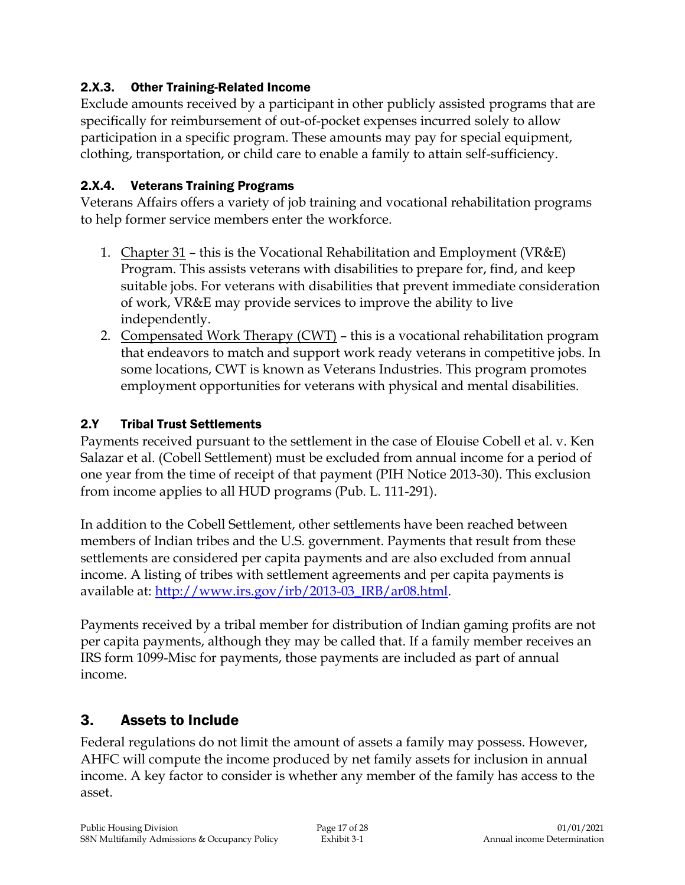### 2.X.3. Other Training-Related Income

Exclude amounts received by a participant in other publicly assisted programs that are specifically for reimbursement of out-of-pocket expenses incurred solely to allow participation in a specific program. These amounts may pay for special equipment, clothing, transportation, or child care to enable a family to attain self-sufficiency.

### 2.X.4. Veterans Training Programs

Veterans Affairs offers a variety of job training and vocational rehabilitation programs to help former service members enter the workforce.

1. Chapter 31 – this is the Vocational Rehabilitation and Employment (VR&E) Program. This assists veterans with disabilities to prepare for, find, and keep suitable jobs. For veterans with disabilities that prevent immediate consideration of work, VR&E may provide services to improve the ability to live independently.
2. Compensated Work Therapy (CWT) – this is a vocational rehabilitation program that endeavors to match and support work ready veterans in competitive jobs. In some locations, CWT is known as Veterans Industries. This program promotes employment opportunities for veterans with physical and mental disabilities.

### 2.Y Tribal Trust Settlements

Payments received pursuant to the settlement in the case of Elouise Cobell et al. v. Ken Salazar et al. (Cobell Settlement) must be excluded from annual income for a period of one year from the time of receipt of that payment (PIH Notice 2013-30). This exclusion from income applies to all HUD programs (Pub. L. 111-291).

In addition to the Cobell Settlement, other settlements have been reached between members of Indian tribes and the U.S. government. Payments that result from these settlements are considered per capita payments and are also excluded from annual income. A listing of tribes with settlement agreements and per capita payments is available at: http://www.irs.gov/irb/2013-03_IRB/ar08.html.

Payments received by a tribal member for distribution of Indian gaming profits are not per capita payments, although they may be called that. If a family member receives an IRS form 1099-Misc for payments, those payments are included as part of annual income.

## 3. Assets to Include

Federal regulations do not limit the amount of assets a family may possess. However, AHFC will compute the income produced by net family assets for inclusion in annual income. A key factor to consider is whether any member of the family has access to the asset.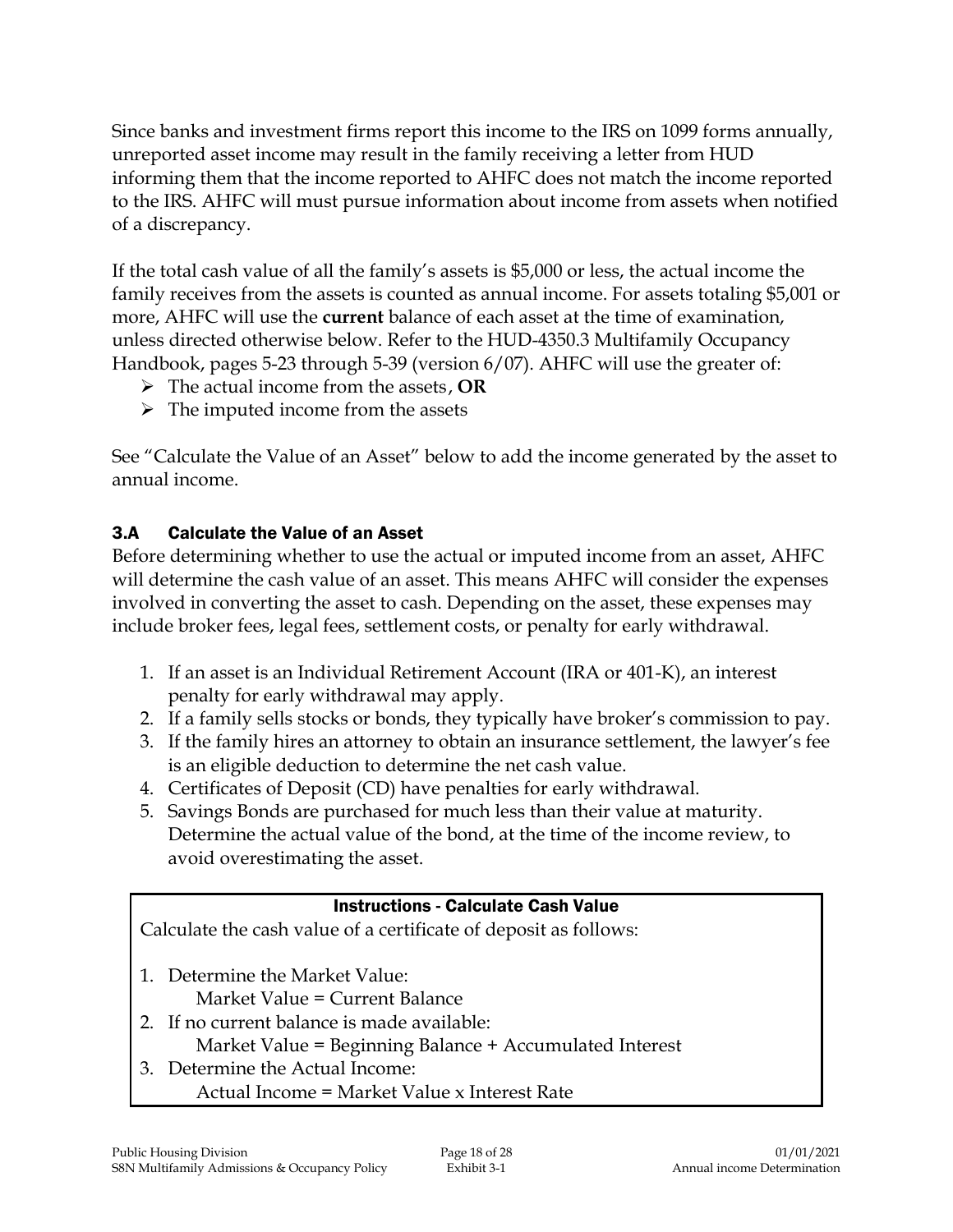Since banks and investment firms report this income to the IRS on 1099 forms annually, unreported asset income may result in the family receiving a letter from HUD informing them that the income reported to AHFC does not match the income reported to the IRS. AHFC will must pursue information about income from assets when notified of a discrepancy.

If the total cash value of all the family's assets is $5,000 or less, the actual income the family receives from the assets is counted as annual income. For assets totaling $5,001 or more, AHFC will use the **current** balance of each asset at the time of examination, unless directed otherwise below. Refer to the HUD-4350.3 Multifamily Occupancy Handbook, pages 5-23 through 5-39 (version 6/07). AHFC will use the greater of:

- The actual income from the assets, **OR**
- The imputed income from the assets

See "Calculate the Value of an Asset" below to add the income generated by the asset to annual income.

### 3.A Calculate the Value of an Asset

Before determining whether to use the actual or imputed income from an asset, AHFC will determine the cash value of an asset. This means AHFC will consider the expenses involved in converting the asset to cash. Depending on the asset, these expenses may include broker fees, legal fees, settlement costs, or penalty for early withdrawal.

1. If an asset is an Individual Retirement Account (IRA or 401-K), an interest penalty for early withdrawal may apply.
2. If a family sells stocks or bonds, they typically have broker's commission to pay.
3. If the family hires an attorney to obtain an insurance settlement, the lawyer's fee is an eligible deduction to determine the net cash value.
4. Certificates of Deposit (CD) have penalties for early withdrawal.
5. Savings Bonds are purchased for much less than their value at maturity. Determine the actual value of the bond, at the time of the income review, to avoid overestimating the asset.

| Instructions - Calculate Cash Value |
|---|
| Calculate the cash value of a certificate of deposit as follows:<br><br>1. Determine the Market Value:<br>Market Value = Current Balance<br>2. If no current balance is made available:<br>Market Value = Beginning Balance + Accumulated Interest<br>3. Determine the Actual Income:<br>Actual Income = Market Value x Interest Rate |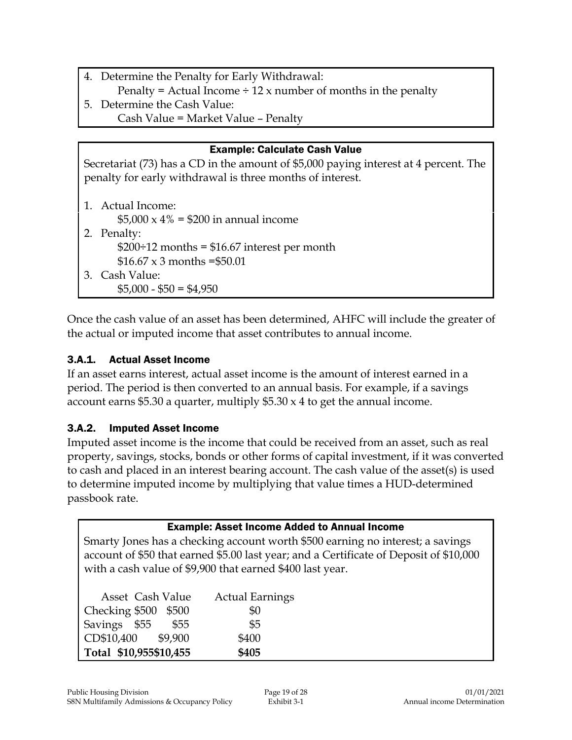4. Determine the Penalty for Early Withdrawal:
   Penalty = Actual Income ÷ 12 x number of months in the penalty
5. Determine the Cash Value:
   Cash Value = Market Value – Penalty

**Example: Calculate Cash Value**

Secretariat (73) has a CD in the amount of $5,000 paying interest at 4 percent. The penalty for early withdrawal is three months of interest.

1. Actual Income:
   $5,000 x 4% = $200 in annual income
2. Penalty:
   $200÷12 months = $16.67 interest per month
   $16.67 x 3 months =$50.01
3. Cash Value:
   $5,000 - $50 = $4,950

Once the cash value of an asset has been determined, AHFC will include the greater of the actual or imputed income that asset contributes to annual income.

### 3.A.1. Actual Asset Income

If an asset earns interest, actual asset income is the amount of interest earned in a period. The period is then converted to an annual basis. For example, if a savings account earns $5.30 a quarter, multiply $5.30 x 4 to get the annual income.

### 3.A.2. Imputed Asset Income

Imputed asset income is the income that could be received from an asset, such as real property, savings, stocks, bonds or other forms of capital investment, if it was converted to cash and placed in an interest bearing account. The cash value of the asset(s) is used to determine imputed income by multiplying that value times a HUD-determined passbook rate.

**Example: Asset Income Added to Annual Income**

Smarty Jones has a checking account worth $500 earning no interest; a savings account of $50 that earned $5.00 last year; and a Certificate of Deposit of $10,000 with a cash value of $9,900 that earned $400 last year.

| | Asset | Cash Value | Actual Earnings |
|---|---|---|---|
| Checking | $500 | $500 | $0 |
| Savings | $55 | $55 | $5 |
| CD | $10,400 | $9,900 | $400 |
| **Total** | **$10,955** | **$10,455** | **$405** |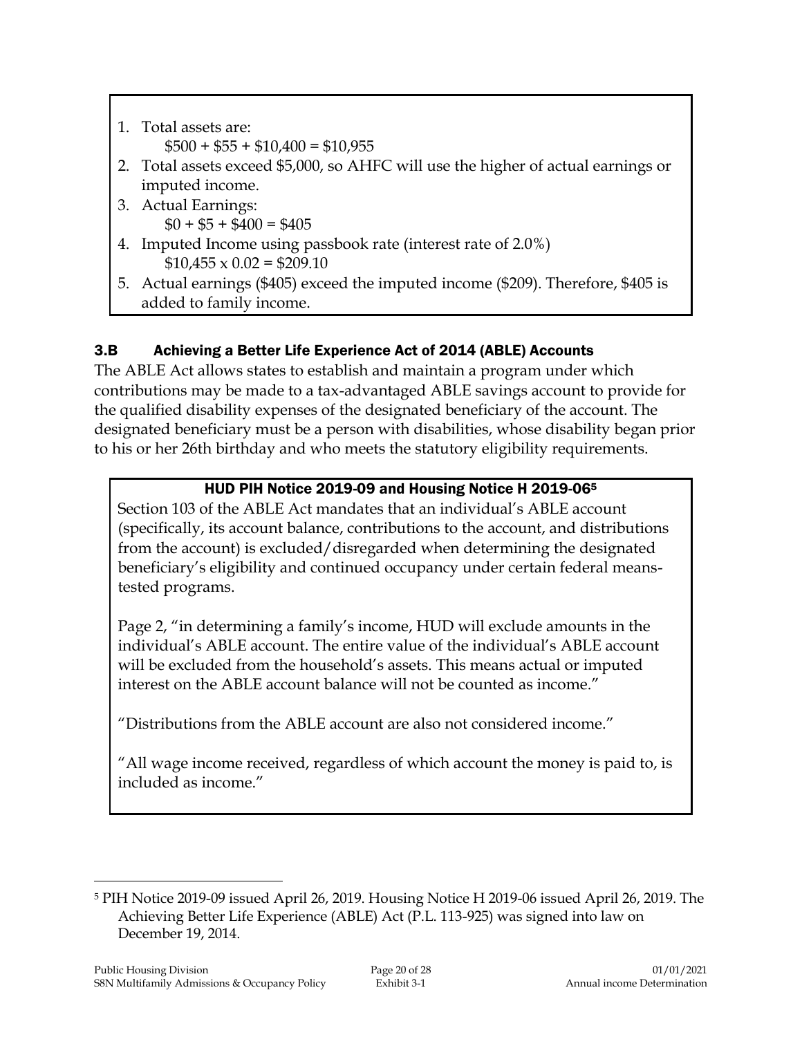1. Total assets are:
   $500 + $55 + $10,400 = $10,955
2. Total assets exceed $5,000, so AHFC will use the higher of actual earnings or imputed income.
3. Actual Earnings:
   $0 + $5 + $400 = $405
4. Imputed Income using passbook rate (interest rate of 2.0%)
   $10,455 x 0.02 = $209.10
5. Actual earnings ($405) exceed the imputed income ($209). Therefore, $405 is added to family income.

### 3.B Achieving a Better Life Experience Act of 2014 (ABLE) Accounts

The ABLE Act allows states to establish and maintain a program under which contributions may be made to a tax-advantaged ABLE savings account to provide for the qualified disability expenses of the designated beneficiary of the account. The designated beneficiary must be a person with disabilities, whose disability began prior to his or her 26th birthday and who meets the statutory eligibility requirements.

**HUD PIH Notice 2019-09 and Housing Notice H 2019-06[5]**

Section 103 of the ABLE Act mandates that an individual's ABLE account (specifically, its account balance, contributions to the account, and distributions from the account) is excluded/disregarded when determining the designated beneficiary's eligibility and continued occupancy under certain federal means-tested programs.

Page 2, "in determining a family's income, HUD will exclude amounts in the individual's ABLE account. The entire value of the individual's ABLE account will be excluded from the household's assets. This means actual or imputed interest on the ABLE account balance will not be counted as income."

"Distributions from the ABLE account are also not considered income."

"All wage income received, regardless of which account the money is paid to, is included as income."

---

[5] PIH Notice 2019-09 issued April 26, 2019. Housing Notice H 2019-06 issued April 26, 2019. The Achieving Better Life Experience (ABLE) Act (P.L. 113-925) was signed into law on December 19, 2014.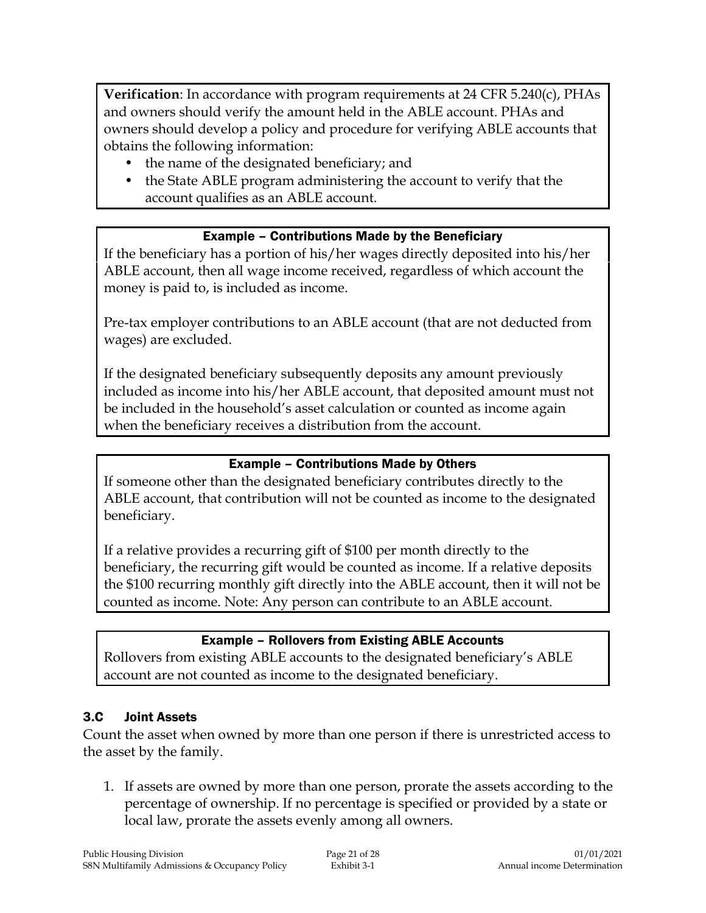**Verification**: In accordance with program requirements at 24 CFR 5.240(c), PHAs and owners should verify the amount held in the ABLE account. PHAs and owners should develop a policy and procedure for verifying ABLE accounts that obtains the following information:

- the name of the designated beneficiary; and
- the State ABLE program administering the account to verify that the account qualifies as an ABLE account.

**Example – Contributions Made by the Beneficiary**

If the beneficiary has a portion of his/her wages directly deposited into his/her ABLE account, then all wage income received, regardless of which account the money is paid to, is included as income.

Pre-tax employer contributions to an ABLE account (that are not deducted from wages) are excluded.

If the designated beneficiary subsequently deposits any amount previously included as income into his/her ABLE account, that deposited amount must not be included in the household's asset calculation or counted as income again when the beneficiary receives a distribution from the account.

**Example – Contributions Made by Others**

If someone other than the designated beneficiary contributes directly to the ABLE account, that contribution will not be counted as income to the designated beneficiary.

If a relative provides a recurring gift of $100 per month directly to the beneficiary, the recurring gift would be counted as income. If a relative deposits the $100 recurring monthly gift directly into the ABLE account, then it will not be counted as income. Note: Any person can contribute to an ABLE account.

**Example – Rollovers from Existing ABLE Accounts**

Rollovers from existing ABLE accounts to the designated beneficiary's ABLE account are not counted as income to the designated beneficiary.

### 3.C Joint Assets

Count the asset when owned by more than one person if there is unrestricted access to the asset by the family.

1. If assets are owned by more than one person, prorate the assets according to the percentage of ownership. If no percentage is specified or provided by a state or local law, prorate the assets evenly among all owners.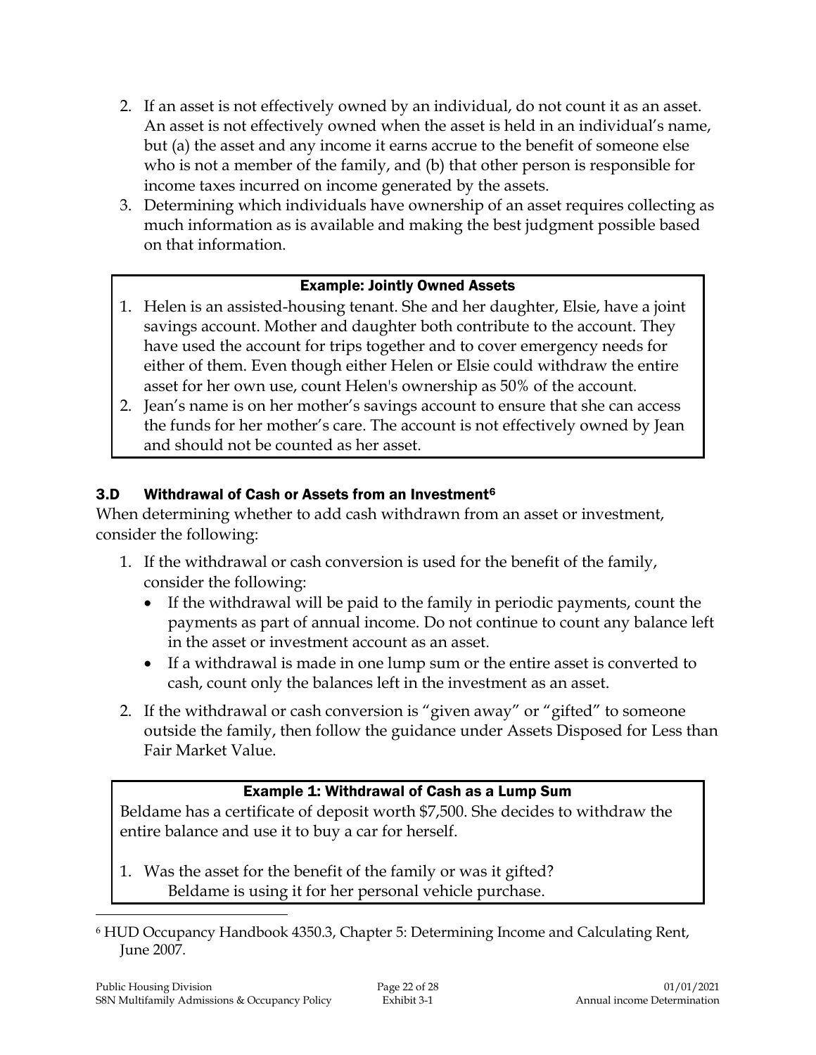2. If an asset is not effectively owned by an individual, do not count it as an asset. An asset is not effectively owned when the asset is held in an individual's name, but (a) the asset and any income it earns accrue to the benefit of someone else who is not a member of the family, and (b) that other person is responsible for income taxes incurred on income generated by the assets.
3. Determining which individuals have ownership of an asset requires collecting as much information as is available and making the best judgment possible based on that information.

**Example: Jointly Owned Assets**

1. Helen is an assisted-housing tenant. She and her daughter, Elsie, have a joint savings account. Mother and daughter both contribute to the account. They have used the account for trips together and to cover emergency needs for either of them. Even though either Helen or Elsie could withdraw the entire asset for her own use, count Helen's ownership as 50% of the account.
2. Jean's name is on her mother's savings account to ensure that she can access the funds for her mother's care. The account is not effectively owned by Jean and should not be counted as her asset.

### 3.D Withdrawal of Cash or Assets from an Investment[6]

When determining whether to add cash withdrawn from an asset or investment, consider the following:

1. If the withdrawal or cash conversion is used for the benefit of the family, consider the following:
   - If the withdrawal will be paid to the family in periodic payments, count the payments as part of annual income. Do not continue to count any balance left in the asset or investment account as an asset.
   - If a withdrawal is made in one lump sum or the entire asset is converted to cash, count only the balances left in the investment as an asset.
2. If the withdrawal or cash conversion is "given away" or "gifted" to someone outside the family, then follow the guidance under Assets Disposed for Less than Fair Market Value.

**Example 1: Withdrawal of Cash as a Lump Sum**

Beldame has a certificate of deposit worth $7,500. She decides to withdraw the entire balance and use it to buy a car for herself.

1. Was the asset for the benefit of the family or was it gifted?
   Beldame is using it for her personal vehicle purchase.

[6] HUD Occupancy Handbook 4350.3, Chapter 5: Determining Income and Calculating Rent, June 2007.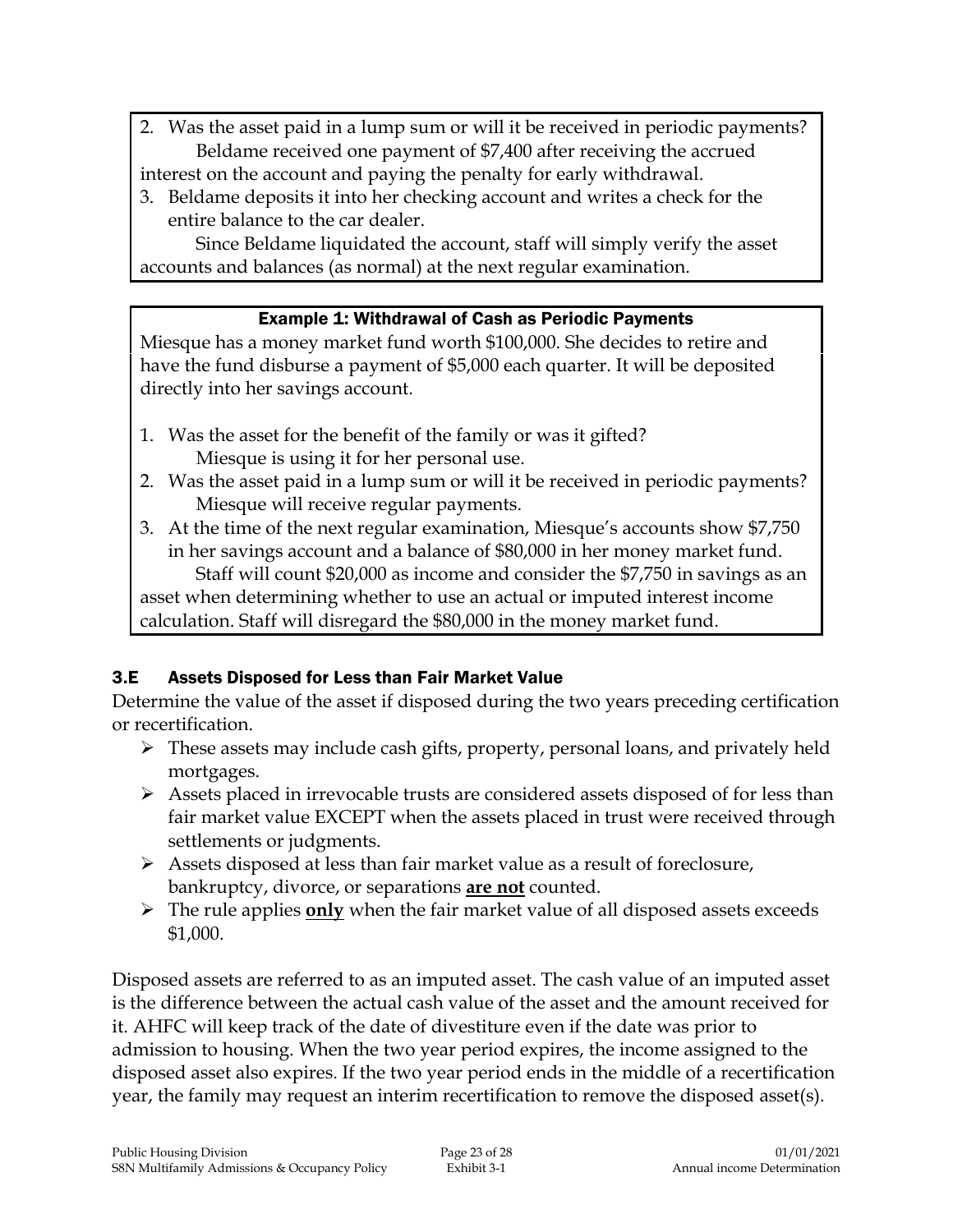2. Was the asset paid in a lump sum or will it be received in periodic payments?

   Beldame received one payment of $7,400 after receiving the accrued interest on the account and paying the penalty for early withdrawal.

3. Beldame deposits it into her checking account and writes a check for the entire balance to the car dealer.

   Since Beldame liquidated the account, staff will simply verify the asset accounts and balances (as normal) at the next regular examination.

**Example 1: Withdrawal of Cash as Periodic Payments**

Miesque has a money market fund worth $100,000. She decides to retire and have the fund disburse a payment of $5,000 each quarter. It will be deposited directly into her savings account.

1. Was the asset for the benefit of the family or was it gifted?

   Miesque is using it for her personal use.

2. Was the asset paid in a lump sum or will it be received in periodic payments?

   Miesque will receive regular payments.

3. At the time of the next regular examination, Miesque's accounts show $7,750 in her savings account and a balance of $80,000 in her money market fund.

   Staff will count $20,000 as income and consider the $7,750 in savings as an asset when determining whether to use an actual or imputed interest income calculation. Staff will disregard the $80,000 in the money market fund.

### 3.E Assets Disposed for Less than Fair Market Value

Determine the value of the asset if disposed during the two years preceding certification or recertification.

- These assets may include cash gifts, property, personal loans, and privately held mortgages.
- Assets placed in irrevocable trusts are considered assets disposed of for less than fair market value EXCEPT when the assets placed in trust were received through settlements or judgments.
- Assets disposed at less than fair market value as a result of foreclosure, bankruptcy, divorce, or separations **are not** counted.
- The rule applies **only** when the fair market value of all disposed assets exceeds $1,000.

Disposed assets are referred to as an imputed asset. The cash value of an imputed asset is the difference between the actual cash value of the asset and the amount received for it. AHFC will keep track of the date of divestiture even if the date was prior to admission to housing. When the two year period expires, the income assigned to the disposed asset also expires. If the two year period ends in the middle of a recertification year, the family may request an interim recertification to remove the disposed asset(s).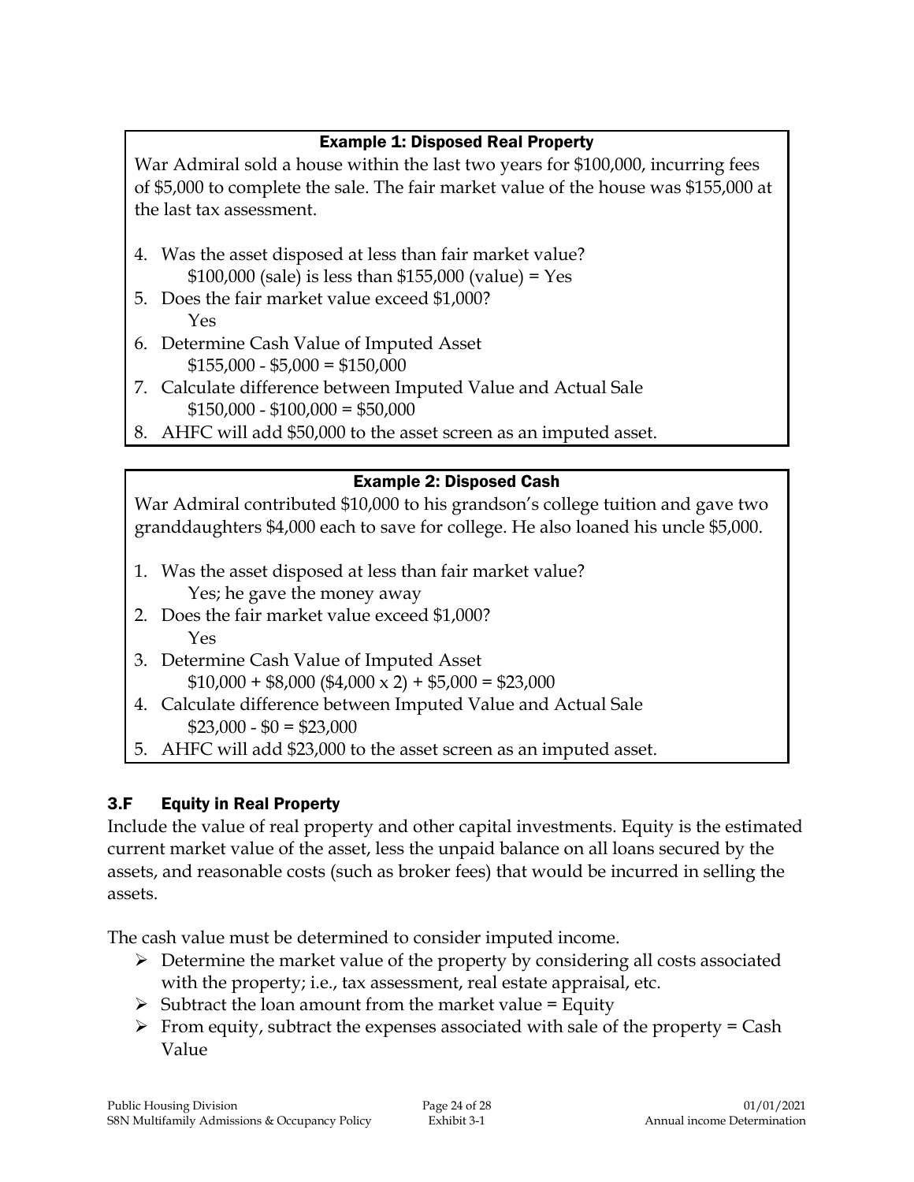### Example 1: Disposed Real Property

War Admiral sold a house within the last two years for $100,000, incurring fees of $5,000 to complete the sale. The fair market value of the house was $155,000 at the last tax assessment.

4. Was the asset disposed at less than fair market value?
   $100,000 (sale) is less than $155,000 (value) = Yes
5. Does the fair market value exceed $1,000?
   Yes
6. Determine Cash Value of Imputed Asset
   $155,000 - $5,000 = $150,000
7. Calculate difference between Imputed Value and Actual Sale
   $150,000 - $100,000 = $50,000
8. AHFC will add $50,000 to the asset screen as an imputed asset.

### Example 2: Disposed Cash

War Admiral contributed $10,000 to his grandson's college tuition and gave two granddaughters $4,000 each to save for college. He also loaned his uncle $5,000.

1. Was the asset disposed at less than fair market value?
   Yes; he gave the money away
2. Does the fair market value exceed $1,000?
   Yes
3. Determine Cash Value of Imputed Asset
   $10,000 + $8,000 ($4,000 x 2) + $5,000 = $23,000
4. Calculate difference between Imputed Value and Actual Sale
   $23,000 - $0 = $23,000
5. AHFC will add $23,000 to the asset screen as an imputed asset.

## 3.F Equity in Real Property

Include the value of real property and other capital investments. Equity is the estimated current market value of the asset, less the unpaid balance on all loans secured by the assets, and reasonable costs (such as broker fees) that would be incurred in selling the assets.

The cash value must be determined to consider imputed income.

- Determine the market value of the property by considering all costs associated with the property; i.e., tax assessment, real estate appraisal, etc.
- Subtract the loan amount from the market value = Equity
- From equity, subtract the expenses associated with sale of the property = Cash Value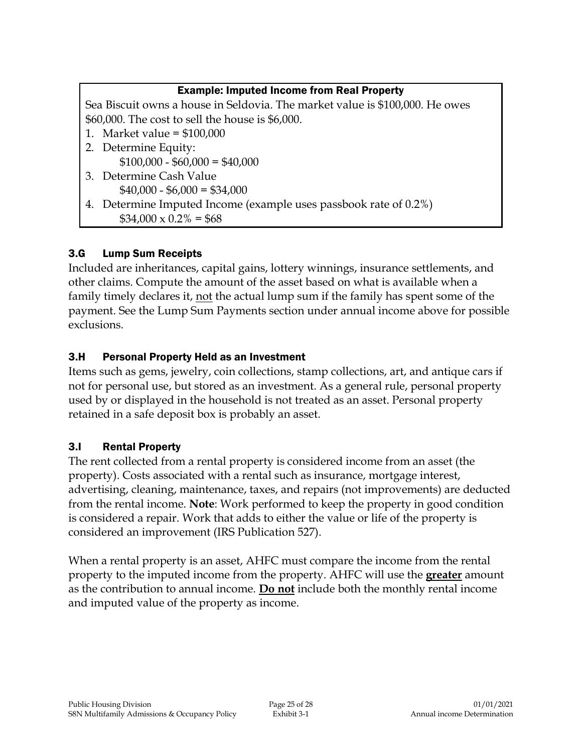**Example: Imputed Income from Real Property**

Sea Biscuit owns a house in Seldovia. The market value is $100,000. He owes $60,000. The cost to sell the house is $6,000.

1. Market value = $100,000
2. Determine Equity:
   $100,000 - $60,000 = $40,000
3. Determine Cash Value
   $40,000 - $6,000 = $34,000
4. Determine Imputed Income (example uses passbook rate of 0.2%)
   $34,000 x 0.2% = $68

### 3.G Lump Sum Receipts

Included are inheritances, capital gains, lottery winnings, insurance settlements, and other claims. Compute the amount of the asset based on what is available when a family timely declares it, not the actual lump sum if the family has spent some of the payment. See the Lump Sum Payments section under annual income above for possible exclusions.

### 3.H Personal Property Held as an Investment

Items such as gems, jewelry, coin collections, stamp collections, art, and antique cars if not for personal use, but stored as an investment. As a general rule, personal property used by or displayed in the household is not treated as an asset. Personal property retained in a safe deposit box is probably an asset.

### 3.I Rental Property

The rent collected from a rental property is considered income from an asset (the property). Costs associated with a rental such as insurance, mortgage interest, advertising, cleaning, maintenance, taxes, and repairs (not improvements) are deducted from the rental income. **Note**: Work performed to keep the property in good condition is considered a repair. Work that adds to either the value or life of the property is considered an improvement (IRS Publication 527).

When a rental property is an asset, AHFC must compare the income from the rental property to the imputed income from the property. AHFC will use the **greater** amount as the contribution to annual income. **Do not** include both the monthly rental income and imputed value of the property as income.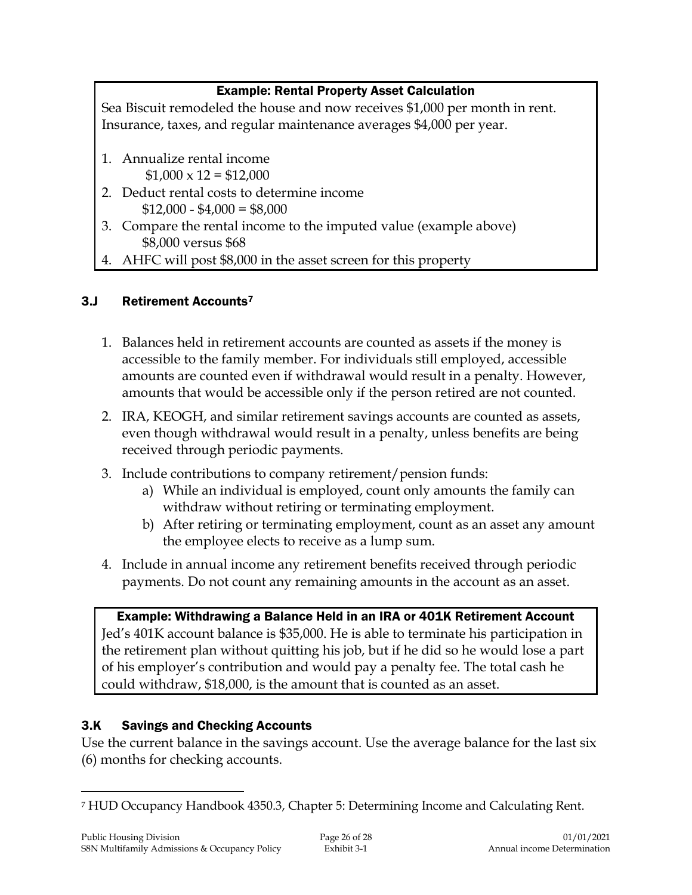**Example: Rental Property Asset Calculation**

Sea Biscuit remodeled the house and now receives $1,000 per month in rent. Insurance, taxes, and regular maintenance averages $4,000 per year.

1. Annualize rental income
   $1,000 x 12 = $12,000
2. Deduct rental costs to determine income
   $12,000 - $4,000 = $8,000
3. Compare the rental income to the imputed value (example above)
   $8,000 versus $68
4. AHFC will post $8,000 in the asset screen for this property

### 3.J Retirement Accounts[7]

1. Balances held in retirement accounts are counted as assets if the money is accessible to the family member. For individuals still employed, accessible amounts are counted even if withdrawal would result in a penalty. However, amounts that would be accessible only if the person retired are not counted.
2. IRA, KEOGH, and similar retirement savings accounts are counted as assets, even though withdrawal would result in a penalty, unless benefits are being received through periodic payments.
3. Include contributions to company retirement/pension funds:
   a) While an individual is employed, count only amounts the family can withdraw without retiring or terminating employment.
   b) After retiring or terminating employment, count as an asset any amount the employee elects to receive as a lump sum.
4. Include in annual income any retirement benefits received through periodic payments. Do not count any remaining amounts in the account as an asset.

**Example: Withdrawing a Balance Held in an IRA or 401K Retirement Account**

Jed's 401K account balance is $35,000. He is able to terminate his participation in the retirement plan without quitting his job, but if he did so he would lose a part of his employer's contribution and would pay a penalty fee. The total cash he could withdraw, $18,000, is the amount that is counted as an asset.

### 3.K Savings and Checking Accounts

Use the current balance in the savings account. Use the average balance for the last six (6) months for checking accounts.

---

[7] HUD Occupancy Handbook 4350.3, Chapter 5: Determining Income and Calculating Rent.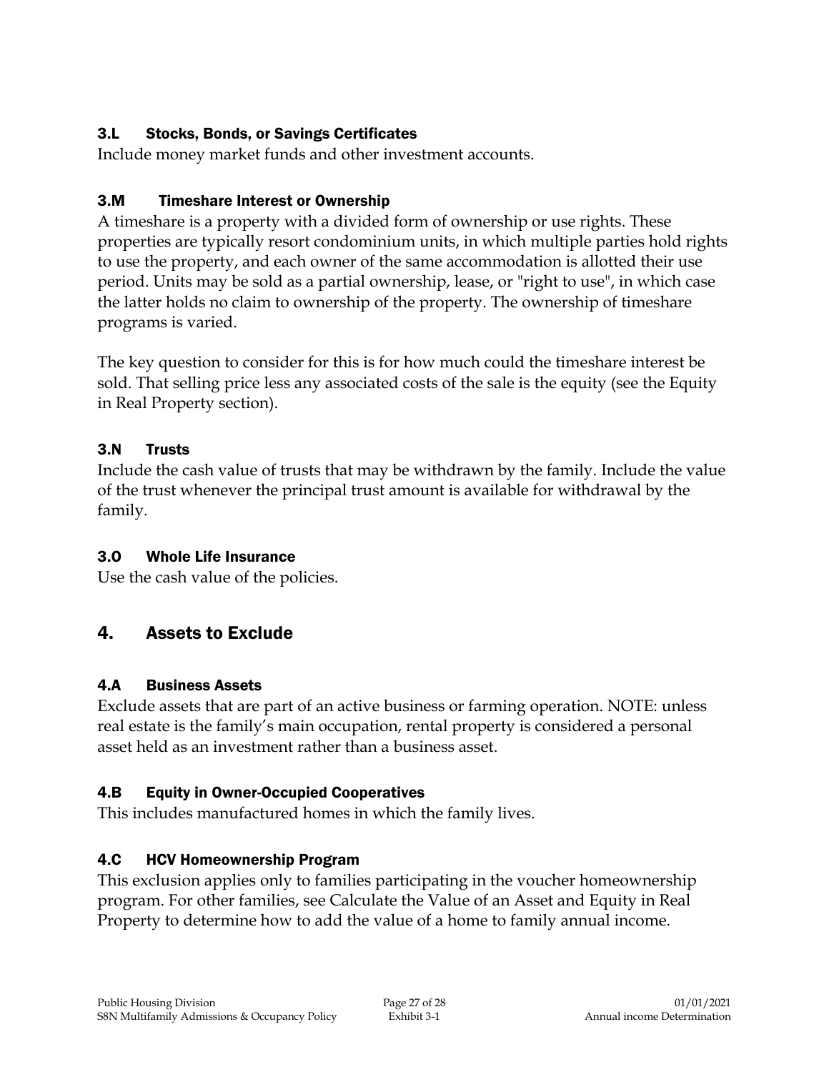### 3.L Stocks, Bonds, or Savings Certificates

Include money market funds and other investment accounts.

### 3.M Timeshare Interest or Ownership

A timeshare is a property with a divided form of ownership or use rights. These properties are typically resort condominium units, in which multiple parties hold rights to use the property, and each owner of the same accommodation is allotted their use period. Units may be sold as a partial ownership, lease, or "right to use", in which case the latter holds no claim to ownership of the property. The ownership of timeshare programs is varied.

The key question to consider for this is for how much could the timeshare interest be sold. That selling price less any associated costs of the sale is the equity (see the Equity in Real Property section).

### 3.N Trusts

Include the cash value of trusts that may be withdrawn by the family. Include the value of the trust whenever the principal trust amount is available for withdrawal by the family.

### 3.O Whole Life Insurance

Use the cash value of the policies.

## 4. Assets to Exclude

### 4.A Business Assets

Exclude assets that are part of an active business or farming operation. NOTE: unless real estate is the family's main occupation, rental property is considered a personal asset held as an investment rather than a business asset.

### 4.B Equity in Owner-Occupied Cooperatives

This includes manufactured homes in which the family lives.

### 4.C HCV Homeownership Program

This exclusion applies only to families participating in the voucher homeownership program. For other families, see Calculate the Value of an Asset and Equity in Real Property to determine how to add the value of a home to family annual income.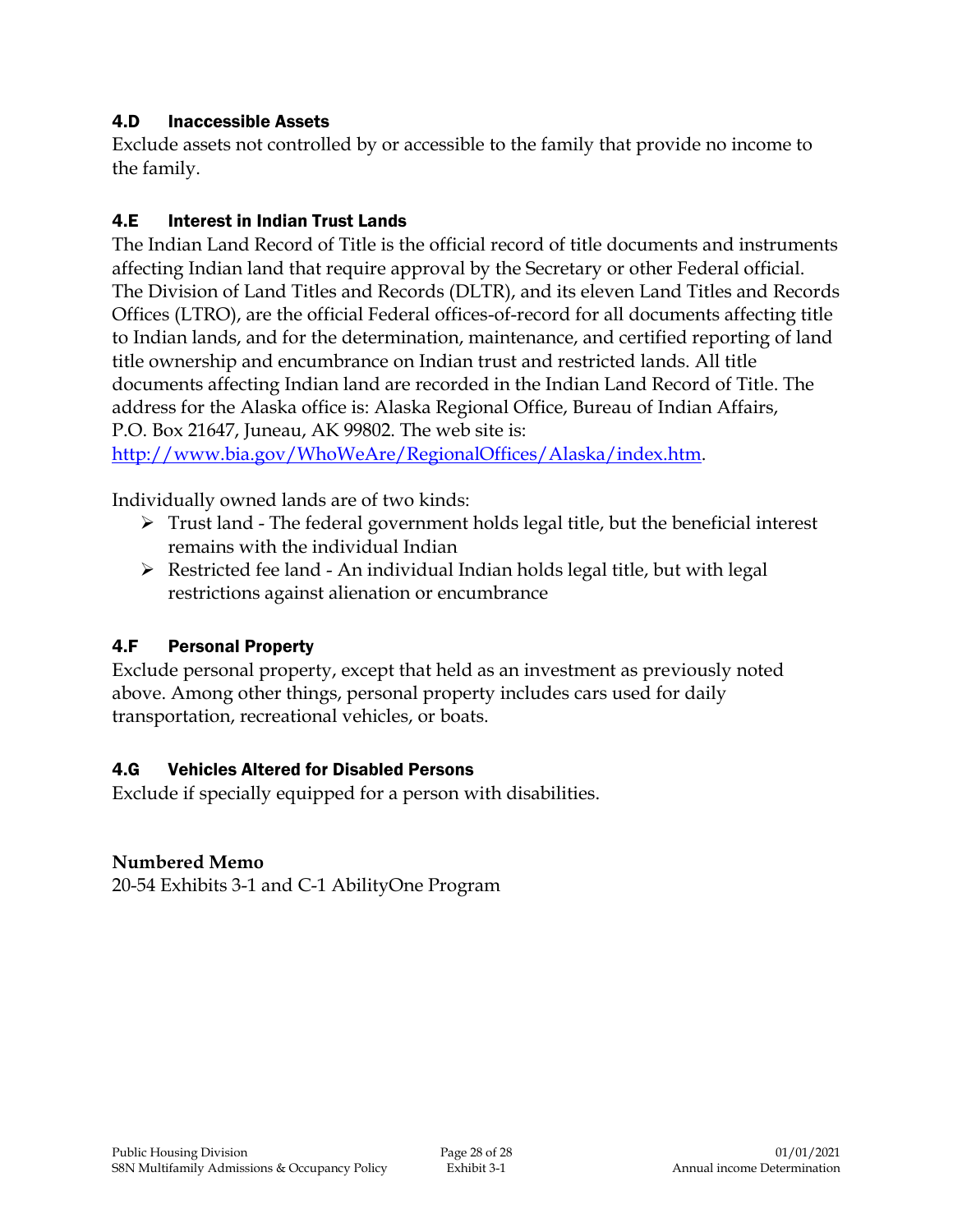### 4.D Inaccessible Assets

Exclude assets not controlled by or accessible to the family that provide no income to the family.

### 4.E Interest in Indian Trust Lands

The Indian Land Record of Title is the official record of title documents and instruments affecting Indian land that require approval by the Secretary or other Federal official. The Division of Land Titles and Records (DLTR), and its eleven Land Titles and Records Offices (LTRO), are the official Federal offices-of-record for all documents affecting title to Indian lands, and for the determination, maintenance, and certified reporting of land title ownership and encumbrance on Indian trust and restricted lands. All title documents affecting Indian land are recorded in the Indian Land Record of Title. The address for the Alaska office is: Alaska Regional Office, Bureau of Indian Affairs, P.O. Box 21647, Juneau, AK 99802. The web site is: [http://www.bia.gov/WhoWeAre/RegionalOffices/Alaska/index.htm](http://www.bia.gov/WhoWeAre/RegionalOffices/Alaska/index.htm).

Individually owned lands are of two kinds:

- Trust land - The federal government holds legal title, but the beneficial interest remains with the individual Indian
- Restricted fee land - An individual Indian holds legal title, but with legal restrictions against alienation or encumbrance

### 4.F Personal Property

Exclude personal property, except that held as an investment as previously noted above. Among other things, personal property includes cars used for daily transportation, recreational vehicles, or boats.

### 4.G Vehicles Altered for Disabled Persons

Exclude if specially equipped for a person with disabilities.

**Numbered Memo**

20-54 Exhibits 3-1 and C-1 AbilityOne Program